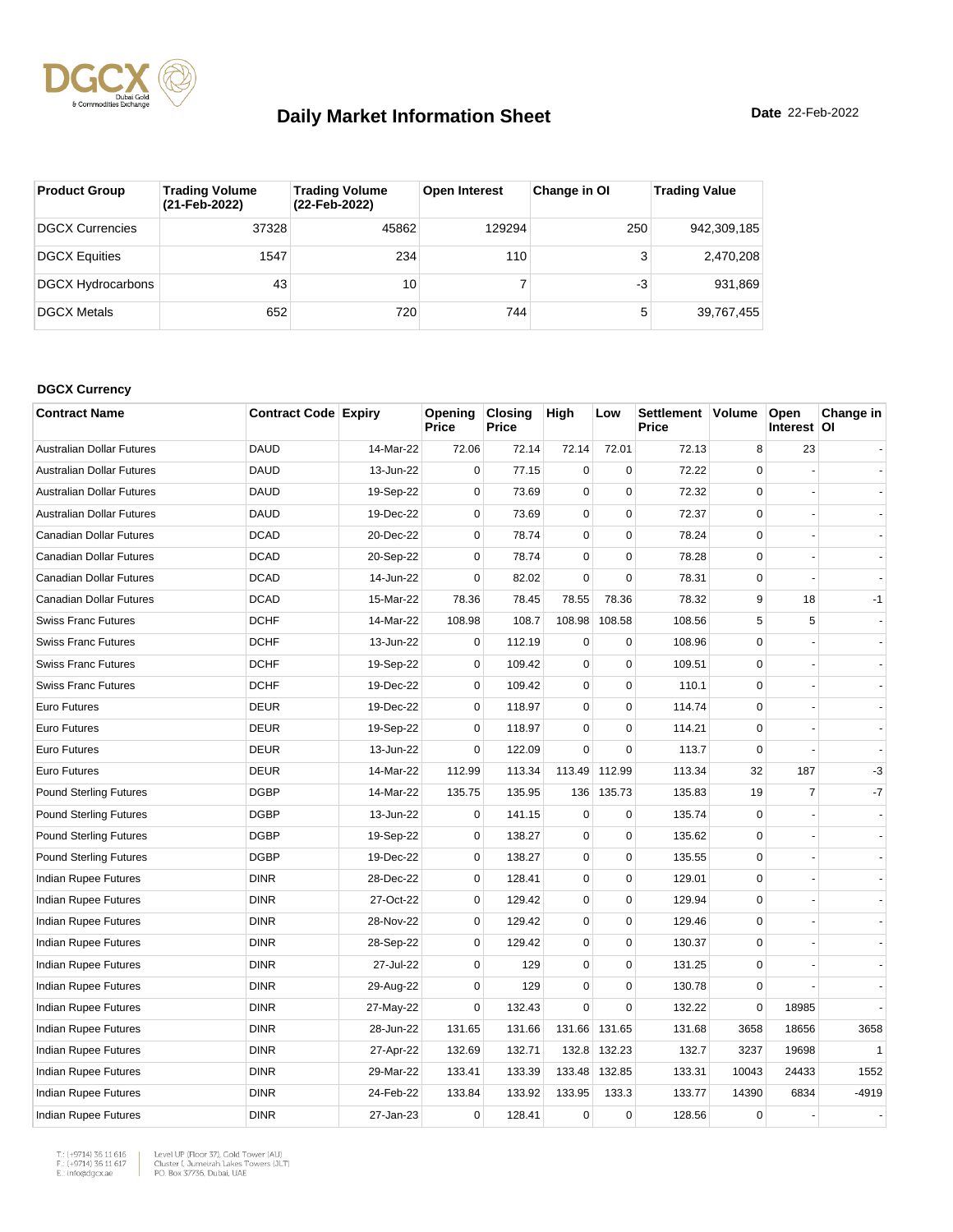# Daily Market Information Sheet

**Date** 22-Feb-2022

| Product Group | Trading Volume (21-Feb-2022) | Trading Volume (22-Feb-2022) | Open Interest | Change in OI | Trading Value |
|---|---|---|---|---|---|
| DGCX Currencies | 37328 | 45862 | 129294 | 250 | 942,309,185 |
| DGCX Equities | 1547 | 234 | 110 | 3 | 2,470,208 |
| DGCX Hydrocarbons | 43 | 10 | 7 | -3 | 931,869 |
| DGCX Metals | 652 | 720 | 744 | 5 | 39,767,455 |

**DGCX Currency**

| Contract Name | Contract Code | Expiry | Opening Price | Closing Price | High | Low | Settlement Price | Volume | Open Interest | Change in OI |
|---|---|---|---|---|---|---|---|---|---|---|
| Australian Dollar Futures | DAUD | 14-Mar-22 | 72.06 | 72.14 | 72.14 | 72.01 | 72.13 | 8 | 23 | - |
| Australian Dollar Futures | DAUD | 13-Jun-22 | 0 | 77.15 | 0 | 0 | 72.22 | 0 | - | - |
| Australian Dollar Futures | DAUD | 19-Sep-22 | 0 | 73.69 | 0 | 0 | 72.32 | 0 | - | - |
| Australian Dollar Futures | DAUD | 19-Dec-22 | 0 | 73.69 | 0 | 0 | 72.37 | 0 | - | - |
| Canadian Dollar Futures | DCAD | 20-Dec-22 | 0 | 78.74 | 0 | 0 | 78.24 | 0 | - | - |
| Canadian Dollar Futures | DCAD | 20-Sep-22 | 0 | 78.74 | 0 | 0 | 78.28 | 0 | - | - |
| Canadian Dollar Futures | DCAD | 14-Jun-22 | 0 | 82.02 | 0 | 0 | 78.31 | 0 | - | - |
| Canadian Dollar Futures | DCAD | 15-Mar-22 | 78.36 | 78.45 | 78.55 | 78.36 | 78.32 | 9 | 18 | -1 |
| Swiss Franc Futures | DCHF | 14-Mar-22 | 108.98 | 108.7 | 108.98 | 108.58 | 108.56 | 5 | 5 | - |
| Swiss Franc Futures | DCHF | 13-Jun-22 | 0 | 112.19 | 0 | 0 | 108.96 | 0 | - | - |
| Swiss Franc Futures | DCHF | 19-Sep-22 | 0 | 109.42 | 0 | 0 | 109.51 | 0 | - | - |
| Swiss Franc Futures | DCHF | 19-Dec-22 | 0 | 109.42 | 0 | 0 | 110.1 | 0 | - | - |
| Euro Futures | DEUR | 19-Dec-22 | 0 | 118.97 | 0 | 0 | 114.74 | 0 | - | - |
| Euro Futures | DEUR | 19-Sep-22 | 0 | 118.97 | 0 | 0 | 114.21 | 0 | - | - |
| Euro Futures | DEUR | 13-Jun-22 | 0 | 122.09 | 0 | 0 | 113.7 | 0 | - | - |
| Euro Futures | DEUR | 14-Mar-22 | 112.99 | 113.34 | 113.49 | 112.99 | 113.34 | 32 | 187 | -3 |
| Pound Sterling Futures | DGBP | 14-Mar-22 | 135.75 | 135.95 | 136 | 135.73 | 135.83 | 19 | 7 | -7 |
| Pound Sterling Futures | DGBP | 13-Jun-22 | 0 | 141.15 | 0 | 0 | 135.74 | 0 | - | - |
| Pound Sterling Futures | DGBP | 19-Sep-22 | 0 | 138.27 | 0 | 0 | 135.62 | 0 | - | - |
| Pound Sterling Futures | DGBP | 19-Dec-22 | 0 | 138.27 | 0 | 0 | 135.55 | 0 | - | - |
| Indian Rupee Futures | DINR | 28-Dec-22 | 0 | 128.41 | 0 | 0 | 129.01 | 0 | - | - |
| Indian Rupee Futures | DINR | 27-Oct-22 | 0 | 129.42 | 0 | 0 | 129.94 | 0 | - | - |
| Indian Rupee Futures | DINR | 28-Nov-22 | 0 | 129.42 | 0 | 0 | 129.46 | 0 | - | - |
| Indian Rupee Futures | DINR | 28-Sep-22 | 0 | 129.42 | 0 | 0 | 130.37 | 0 | - | - |
| Indian Rupee Futures | DINR | 27-Jul-22 | 0 | 129 | 0 | 0 | 131.25 | 0 | - | - |
| Indian Rupee Futures | DINR | 29-Aug-22 | 0 | 129 | 0 | 0 | 130.78 | 0 | - | - |
| Indian Rupee Futures | DINR | 27-May-22 | 0 | 132.43 | 0 | 0 | 132.22 | 0 | 18985 | - |
| Indian Rupee Futures | DINR | 28-Jun-22 | 131.65 | 131.66 | 131.66 | 131.65 | 131.68 | 3658 | 18656 | 3658 |
| Indian Rupee Futures | DINR | 27-Apr-22 | 132.69 | 132.71 | 132.8 | 132.23 | 132.7 | 3237 | 19698 | 1 |
| Indian Rupee Futures | DINR | 29-Mar-22 | 133.41 | 133.39 | 133.48 | 132.85 | 133.31 | 10043 | 24433 | 1552 |
| Indian Rupee Futures | DINR | 24-Feb-22 | 133.84 | 133.92 | 133.95 | 133.3 | 133.77 | 14390 | 6834 | -4919 |
| Indian Rupee Futures | DINR | 27-Jan-23 | 0 | 128.41 | 0 | 0 | 128.56 | 0 | - | - |

T.: (+9714) 36 11 616
F.: (+9714) 36 11 617
E.: info@dgcx.ae

Level UP (Floor 37), Gold Tower (AU)
Cluster I, Jumeirah Lakes Towers (JLT)
P.O. Box 37736, Dubai, UAE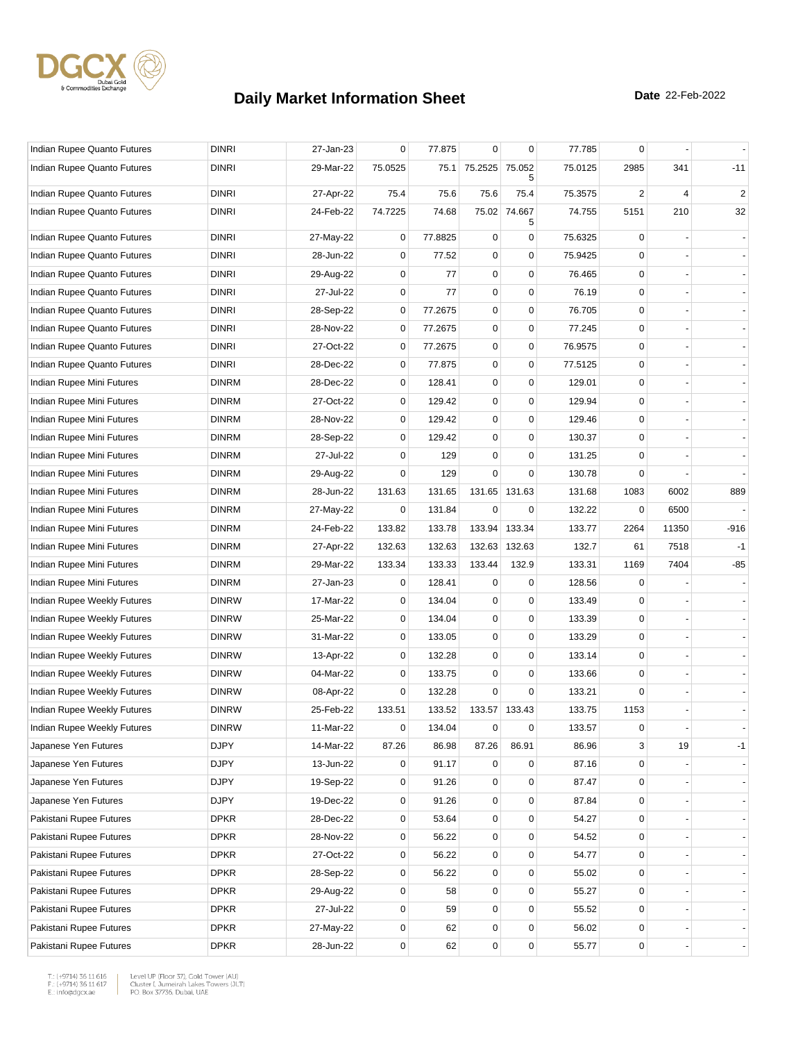# Daily Market Information Sheet

**Date** 22-Feb-2022

| | | | | | | | | | | |
|---|---|---|---|---|---|---|---|---|---|---|
| Indian Rupee Quanto Futures | DINRI | 27-Jan-23 | 0 | 77.875 | 0 | 0 | 77.785 | 0 | - | - |
| Indian Rupee Quanto Futures | DINRI | 29-Mar-22 | 75.0525 | 75.1 | 75.2525 | 75.0525 | 75.0125 | 2985 | 341 | -11 |
| Indian Rupee Quanto Futures | DINRI | 27-Apr-22 | 75.4 | 75.6 | 75.6 | 75.4 | 75.3575 | 2 | 4 | 2 |
| Indian Rupee Quanto Futures | DINRI | 24-Feb-22 | 74.7225 | 74.68 | 75.02 | 74.6675 | 74.755 | 5151 | 210 | 32 |
| Indian Rupee Quanto Futures | DINRI | 27-May-22 | 0 | 77.8825 | 0 | 0 | 75.6325 | 0 | - | - |
| Indian Rupee Quanto Futures | DINRI | 28-Jun-22 | 0 | 77.52 | 0 | 0 | 75.9425 | 0 | - | - |
| Indian Rupee Quanto Futures | DINRI | 29-Aug-22 | 0 | 77 | 0 | 0 | 76.465 | 0 | - | - |
| Indian Rupee Quanto Futures | DINRI | 27-Jul-22 | 0 | 77 | 0 | 0 | 76.19 | 0 | - | - |
| Indian Rupee Quanto Futures | DINRI | 28-Sep-22 | 0 | 77.2675 | 0 | 0 | 76.705 | 0 | - | - |
| Indian Rupee Quanto Futures | DINRI | 28-Nov-22 | 0 | 77.2675 | 0 | 0 | 77.245 | 0 | - | - |
| Indian Rupee Quanto Futures | DINRI | 27-Oct-22 | 0 | 77.2675 | 0 | 0 | 76.9575 | 0 | - | - |
| Indian Rupee Quanto Futures | DINRI | 28-Dec-22 | 0 | 77.875 | 0 | 0 | 77.5125 | 0 | - | - |
| Indian Rupee Mini Futures | DINRM | 28-Dec-22 | 0 | 128.41 | 0 | 0 | 129.01 | 0 | - | - |
| Indian Rupee Mini Futures | DINRM | 27-Oct-22 | 0 | 129.42 | 0 | 0 | 129.94 | 0 | - | - |
| Indian Rupee Mini Futures | DINRM | 28-Nov-22 | 0 | 129.42 | 0 | 0 | 129.46 | 0 | - | - |
| Indian Rupee Mini Futures | DINRM | 28-Sep-22 | 0 | 129.42 | 0 | 0 | 130.37 | 0 | - | - |
| Indian Rupee Mini Futures | DINRM | 27-Jul-22 | 0 | 129 | 0 | 0 | 131.25 | 0 | - | - |
| Indian Rupee Mini Futures | DINRM | 29-Aug-22 | 0 | 129 | 0 | 0 | 130.78 | 0 | - | - |
| Indian Rupee Mini Futures | DINRM | 28-Jun-22 | 131.63 | 131.65 | 131.65 | 131.63 | 131.68 | 1083 | 6002 | 889 |
| Indian Rupee Mini Futures | DINRM | 27-May-22 | 0 | 131.84 | 0 | 0 | 132.22 | 0 | 6500 | - |
| Indian Rupee Mini Futures | DINRM | 24-Feb-22 | 133.82 | 133.78 | 133.94 | 133.34 | 133.77 | 2264 | 11350 | -916 |
| Indian Rupee Mini Futures | DINRM | 27-Apr-22 | 132.63 | 132.63 | 132.63 | 132.63 | 132.7 | 61 | 7518 | -1 |
| Indian Rupee Mini Futures | DINRM | 29-Mar-22 | 133.34 | 133.33 | 133.44 | 132.9 | 133.31 | 1169 | 7404 | -85 |
| Indian Rupee Mini Futures | DINRM | 27-Jan-23 | 0 | 128.41 | 0 | 0 | 128.56 | 0 | - | - |
| Indian Rupee Weekly Futures | DINRW | 17-Mar-22 | 0 | 134.04 | 0 | 0 | 133.49 | 0 | - | - |
| Indian Rupee Weekly Futures | DINRW | 25-Mar-22 | 0 | 134.04 | 0 | 0 | 133.39 | 0 | - | - |
| Indian Rupee Weekly Futures | DINRW | 31-Mar-22 | 0 | 133.05 | 0 | 0 | 133.29 | 0 | - | - |
| Indian Rupee Weekly Futures | DINRW | 13-Apr-22 | 0 | 132.28 | 0 | 0 | 133.14 | 0 | - | - |
| Indian Rupee Weekly Futures | DINRW | 04-Mar-22 | 0 | 133.75 | 0 | 0 | 133.66 | 0 | - | - |
| Indian Rupee Weekly Futures | DINRW | 08-Apr-22 | 0 | 132.28 | 0 | 0 | 133.21 | 0 | - | - |
| Indian Rupee Weekly Futures | DINRW | 25-Feb-22 | 133.51 | 133.52 | 133.57 | 133.43 | 133.75 | 1153 | - | - |
| Indian Rupee Weekly Futures | DINRW | 11-Mar-22 | 0 | 134.04 | 0 | 0 | 133.57 | 0 | - | - |
| Japanese Yen Futures | DJPY | 14-Mar-22 | 87.26 | 86.98 | 87.26 | 86.91 | 86.96 | 3 | 19 | -1 |
| Japanese Yen Futures | DJPY | 13-Jun-22 | 0 | 91.17 | 0 | 0 | 87.16 | 0 | - | - |
| Japanese Yen Futures | DJPY | 19-Sep-22 | 0 | 91.26 | 0 | 0 | 87.47 | 0 | - | - |
| Japanese Yen Futures | DJPY | 19-Dec-22 | 0 | 91.26 | 0 | 0 | 87.84 | 0 | - | - |
| Pakistani Rupee Futures | DPKR | 28-Dec-22 | 0 | 53.64 | 0 | 0 | 54.27 | 0 | - | - |
| Pakistani Rupee Futures | DPKR | 28-Nov-22 | 0 | 56.22 | 0 | 0 | 54.52 | 0 | - | - |
| Pakistani Rupee Futures | DPKR | 27-Oct-22 | 0 | 56.22 | 0 | 0 | 54.77 | 0 | - | - |
| Pakistani Rupee Futures | DPKR | 28-Sep-22 | 0 | 56.22 | 0 | 0 | 55.02 | 0 | - | - |
| Pakistani Rupee Futures | DPKR | 29-Aug-22 | 0 | 58 | 0 | 0 | 55.27 | 0 | - | - |
| Pakistani Rupee Futures | DPKR | 27-Jul-22 | 0 | 59 | 0 | 0 | 55.52 | 0 | - | - |
| Pakistani Rupee Futures | DPKR | 27-May-22 | 0 | 62 | 0 | 0 | 56.02 | 0 | - | - |
| Pakistani Rupee Futures | DPKR | 28-Jun-22 | 0 | 62 | 0 | 0 | 55.77 | 0 | - | - |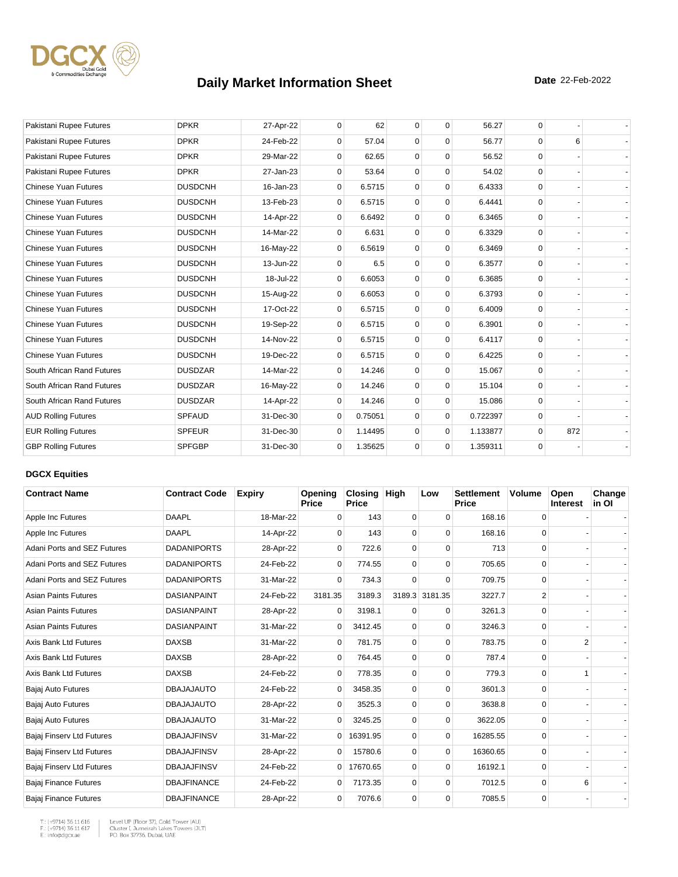# Daily Market Information Sheet

**Date** 22-Feb-2022

| | | | | | | | | | | |
|---|---|---|---|---|---|---|---|---|---|---|
| Pakistani Rupee Futures | DPKR | 27-Apr-22 | 0 | 62 | 0 | 0 | 56.27 | 0 | - | - |
| Pakistani Rupee Futures | DPKR | 24-Feb-22 | 0 | 57.04 | 0 | 0 | 56.77 | 0 | 6 | - |
| Pakistani Rupee Futures | DPKR | 29-Mar-22 | 0 | 62.65 | 0 | 0 | 56.52 | 0 | - | - |
| Pakistani Rupee Futures | DPKR | 27-Jan-23 | 0 | 53.64 | 0 | 0 | 54.02 | 0 | - | - |
| Chinese Yuan Futures | DUSDCNH | 16-Jan-23 | 0 | 6.5715 | 0 | 0 | 6.4333 | 0 | - | - |
| Chinese Yuan Futures | DUSDCNH | 13-Feb-23 | 0 | 6.5715 | 0 | 0 | 6.4441 | 0 | - | - |
| Chinese Yuan Futures | DUSDCNH | 14-Apr-22 | 0 | 6.6492 | 0 | 0 | 6.3465 | 0 | - | - |
| Chinese Yuan Futures | DUSDCNH | 14-Mar-22 | 0 | 6.631 | 0 | 0 | 6.3329 | 0 | - | - |
| Chinese Yuan Futures | DUSDCNH | 16-May-22 | 0 | 6.5619 | 0 | 0 | 6.3469 | 0 | - | - |
| Chinese Yuan Futures | DUSDCNH | 13-Jun-22 | 0 | 6.5 | 0 | 0 | 6.3577 | 0 | - | - |
| Chinese Yuan Futures | DUSDCNH | 18-Jul-22 | 0 | 6.6053 | 0 | 0 | 6.3685 | 0 | - | - |
| Chinese Yuan Futures | DUSDCNH | 15-Aug-22 | 0 | 6.6053 | 0 | 0 | 6.3793 | 0 | - | - |
| Chinese Yuan Futures | DUSDCNH | 17-Oct-22 | 0 | 6.5715 | 0 | 0 | 6.4009 | 0 | - | - |
| Chinese Yuan Futures | DUSDCNH | 19-Sep-22 | 0 | 6.5715 | 0 | 0 | 6.3901 | 0 | - | - |
| Chinese Yuan Futures | DUSDCNH | 14-Nov-22 | 0 | 6.5715 | 0 | 0 | 6.4117 | 0 | - | - |
| Chinese Yuan Futures | DUSDCNH | 19-Dec-22 | 0 | 6.5715 | 0 | 0 | 6.4225 | 0 | - | - |
| South African Rand Futures | DUSDZAR | 14-Mar-22 | 0 | 14.246 | 0 | 0 | 15.067 | 0 | - | - |
| South African Rand Futures | DUSDZAR | 16-May-22 | 0 | 14.246 | 0 | 0 | 15.104 | 0 | - | - |
| South African Rand Futures | DUSDZAR | 14-Apr-22 | 0 | 14.246 | 0 | 0 | 15.086 | 0 | - | - |
| AUD Rolling Futures | SPFAUD | 31-Dec-30 | 0 | 0.75051 | 0 | 0 | 0.722397 | 0 | - | - |
| EUR Rolling Futures | SPFEUR | 31-Dec-30 | 0 | 1.14495 | 0 | 0 | 1.133877 | 0 | 872 | - |
| GBP Rolling Futures | SPFGBP | 31-Dec-30 | 0 | 1.35625 | 0 | 0 | 1.359311 | 0 | - | - |

**DGCX Equities**

| Contract Name | Contract Code | Expiry | Opening Price | Closing Price | High | Low | Settlement Price | Volume | Open Interest | Change in OI |
|---|---|---|---|---|---|---|---|---|---|---|
| Apple Inc Futures | DAAPL | 18-Mar-22 | 0 | 143 | 0 | 0 | 168.16 | 0 | - | - |
| Apple Inc Futures | DAAPL | 14-Apr-22 | 0 | 143 | 0 | 0 | 168.16 | 0 | - | - |
| Adani Ports and SEZ Futures | DADANIPORTS | 28-Apr-22 | 0 | 722.6 | 0 | 0 | 713 | 0 | - | - |
| Adani Ports and SEZ Futures | DADANIPORTS | 24-Feb-22 | 0 | 774.55 | 0 | 0 | 705.65 | 0 | - | - |
| Adani Ports and SEZ Futures | DADANIPORTS | 31-Mar-22 | 0 | 734.3 | 0 | 0 | 709.75 | 0 | - | - |
| Asian Paints Futures | DASIANPAINT | 24-Feb-22 | 3181.35 | 3189.3 | 3189.3 | 3181.35 | 3227.7 | 2 | - | - |
| Asian Paints Futures | DASIANPAINT | 28-Apr-22 | 0 | 3198.1 | 0 | 0 | 3261.3 | 0 | - | - |
| Asian Paints Futures | DASIANPAINT | 31-Mar-22 | 0 | 3412.45 | 0 | 0 | 3246.3 | 0 | - | - |
| Axis Bank Ltd Futures | DAXSB | 31-Mar-22 | 0 | 781.75 | 0 | 0 | 783.75 | 0 | 2 | - |
| Axis Bank Ltd Futures | DAXSB | 28-Apr-22 | 0 | 764.45 | 0 | 0 | 787.4 | 0 | - | - |
| Axis Bank Ltd Futures | DAXSB | 24-Feb-22 | 0 | 778.35 | 0 | 0 | 779.3 | 0 | 1 | - |
| Bajaj Auto Futures | DBAJAJAUTO | 24-Feb-22 | 0 | 3458.35 | 0 | 0 | 3601.3 | 0 | - | - |
| Bajaj Auto Futures | DBAJAJAUTO | 28-Apr-22 | 0 | 3525.3 | 0 | 0 | 3638.8 | 0 | - | - |
| Bajaj Auto Futures | DBAJAJAUTO | 31-Mar-22 | 0 | 3245.25 | 0 | 0 | 3622.05 | 0 | - | - |
| Bajaj Finserv Ltd Futures | DBAJAJFINSV | 31-Mar-22 | 0 | 16391.95 | 0 | 0 | 16285.55 | 0 | - | - |
| Bajaj Finserv Ltd Futures | DBAJAJFINSV | 28-Apr-22 | 0 | 15780.6 | 0 | 0 | 16360.65 | 0 | - | - |
| Bajaj Finserv Ltd Futures | DBAJAJFINSV | 24-Feb-22 | 0 | 17670.65 | 0 | 0 | 16192.1 | 0 | - | - |
| Bajaj Finance Futures | DBAJFINANCE | 24-Feb-22 | 0 | 7173.35 | 0 | 0 | 7012.5 | 0 | 6 | - |
| Bajaj Finance Futures | DBAJFINANCE | 28-Apr-22 | 0 | 7076.6 | 0 | 0 | 7085.5 | 0 | - | - |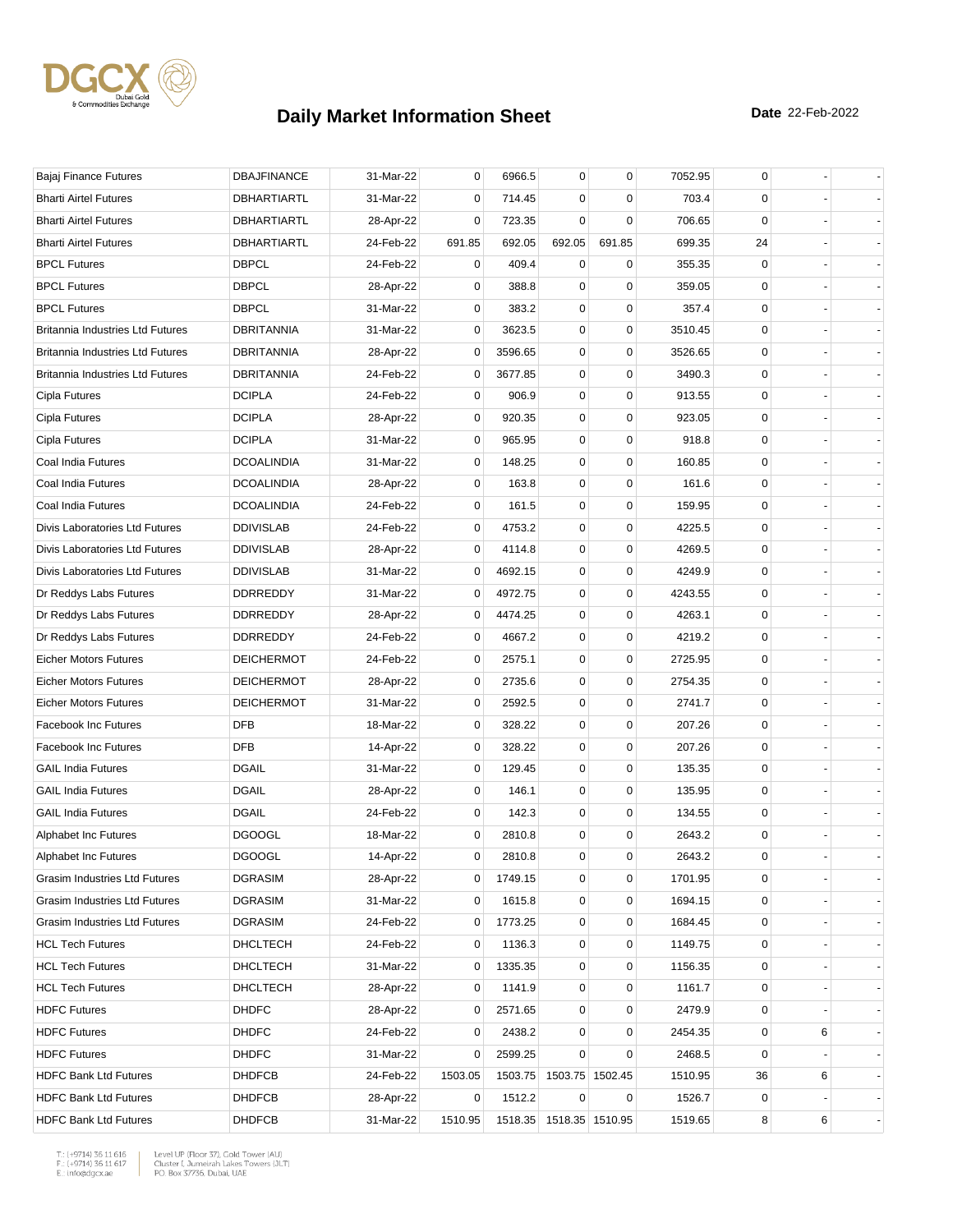# Daily Market Information Sheet

**Date** 22-Feb-2022

| | | | | | | | | | | |
|---|---|---|---|---|---|---|---|---|---|---|
| Bajaj Finance Futures | DBAJFINANCE | 31-Mar-22 | 0 | 6966.5 | 0 | 0 | 7052.95 | 0 | - | - |
| Bharti Airtel Futures | DBHARTIARTL | 31-Mar-22 | 0 | 714.45 | 0 | 0 | 703.4 | 0 | - | - |
| Bharti Airtel Futures | DBHARTIARTL | 28-Apr-22 | 0 | 723.35 | 0 | 0 | 706.65 | 0 | - | - |
| Bharti Airtel Futures | DBHARTIARTL | 24-Feb-22 | 691.85 | 692.05 | 692.05 | 691.85 | 699.35 | 24 | - | - |
| BPCL Futures | DBPCL | 24-Feb-22 | 0 | 409.4 | 0 | 0 | 355.35 | 0 | - | - |
| BPCL Futures | DBPCL | 28-Apr-22 | 0 | 388.8 | 0 | 0 | 359.05 | 0 | - | - |
| BPCL Futures | DBPCL | 31-Mar-22 | 0 | 383.2 | 0 | 0 | 357.4 | 0 | - | - |
| Britannia Industries Ltd Futures | DBRITANNIA | 31-Mar-22 | 0 | 3623.5 | 0 | 0 | 3510.45 | 0 | - | - |
| Britannia Industries Ltd Futures | DBRITANNIA | 28-Apr-22 | 0 | 3596.65 | 0 | 0 | 3526.65 | 0 | - | - |
| Britannia Industries Ltd Futures | DBRITANNIA | 24-Feb-22 | 0 | 3677.85 | 0 | 0 | 3490.3 | 0 | - | - |
| Cipla Futures | DCIPLA | 24-Feb-22 | 0 | 906.9 | 0 | 0 | 913.55 | 0 | - | - |
| Cipla Futures | DCIPLA | 28-Apr-22 | 0 | 920.35 | 0 | 0 | 923.05 | 0 | - | - |
| Cipla Futures | DCIPLA | 31-Mar-22 | 0 | 965.95 | 0 | 0 | 918.8 | 0 | - | - |
| Coal India Futures | DCOALINDIA | 31-Mar-22 | 0 | 148.25 | 0 | 0 | 160.85 | 0 | - | - |
| Coal India Futures | DCOALINDIA | 28-Apr-22 | 0 | 163.8 | 0 | 0 | 161.6 | 0 | - | - |
| Coal India Futures | DCOALINDIA | 24-Feb-22 | 0 | 161.5 | 0 | 0 | 159.95 | 0 | - | - |
| Divis Laboratories Ltd Futures | DDIVISLAB | 24-Feb-22 | 0 | 4753.2 | 0 | 0 | 4225.5 | 0 | - | - |
| Divis Laboratories Ltd Futures | DDIVISLAB | 28-Apr-22 | 0 | 4114.8 | 0 | 0 | 4269.5 | 0 | - | - |
| Divis Laboratories Ltd Futures | DDIVISLAB | 31-Mar-22 | 0 | 4692.15 | 0 | 0 | 4249.9 | 0 | - | - |
| Dr Reddys Labs Futures | DDRREDDY | 31-Mar-22 | 0 | 4972.75 | 0 | 0 | 4243.55 | 0 | - | - |
| Dr Reddys Labs Futures | DDRREDDY | 28-Apr-22 | 0 | 4474.25 | 0 | 0 | 4263.1 | 0 | - | - |
| Dr Reddys Labs Futures | DDRREDDY | 24-Feb-22 | 0 | 4667.2 | 0 | 0 | 4219.2 | 0 | - | - |
| Eicher Motors Futures | DEICHERMOT | 24-Feb-22 | 0 | 2575.1 | 0 | 0 | 2725.95 | 0 | - | - |
| Eicher Motors Futures | DEICHERMOT | 28-Apr-22 | 0 | 2735.6 | 0 | 0 | 2754.35 | 0 | - | - |
| Eicher Motors Futures | DEICHERMOT | 31-Mar-22 | 0 | 2592.5 | 0 | 0 | 2741.7 | 0 | - | - |
| Facebook Inc Futures | DFB | 18-Mar-22 | 0 | 328.22 | 0 | 0 | 207.26 | 0 | - | - |
| Facebook Inc Futures | DFB | 14-Apr-22 | 0 | 328.22 | 0 | 0 | 207.26 | 0 | - | - |
| GAIL India Futures | DGAIL | 31-Mar-22 | 0 | 129.45 | 0 | 0 | 135.35 | 0 | - | - |
| GAIL India Futures | DGAIL | 28-Apr-22 | 0 | 146.1 | 0 | 0 | 135.95 | 0 | - | - |
| GAIL India Futures | DGAIL | 24-Feb-22 | 0 | 142.3 | 0 | 0 | 134.55 | 0 | - | - |
| Alphabet Inc Futures | DGOOGL | 18-Mar-22 | 0 | 2810.8 | 0 | 0 | 2643.2 | 0 | - | - |
| Alphabet Inc Futures | DGOOGL | 14-Apr-22 | 0 | 2810.8 | 0 | 0 | 2643.2 | 0 | - | - |
| Grasim Industries Ltd Futures | DGRASIM | 28-Apr-22 | 0 | 1749.15 | 0 | 0 | 1701.95 | 0 | - | - |
| Grasim Industries Ltd Futures | DGRASIM | 31-Mar-22 | 0 | 1615.8 | 0 | 0 | 1694.15 | 0 | - | - |
| Grasim Industries Ltd Futures | DGRASIM | 24-Feb-22 | 0 | 1773.25 | 0 | 0 | 1684.45 | 0 | - | - |
| HCL Tech Futures | DHCLTECH | 24-Feb-22 | 0 | 1136.3 | 0 | 0 | 1149.75 | 0 | - | - |
| HCL Tech Futures | DHCLTECH | 31-Mar-22 | 0 | 1335.35 | 0 | 0 | 1156.35 | 0 | - | - |
| HCL Tech Futures | DHCLTECH | 28-Apr-22 | 0 | 1141.9 | 0 | 0 | 1161.7 | 0 | - | - |
| HDFC Futures | DHDFC | 28-Apr-22 | 0 | 2571.65 | 0 | 0 | 2479.9 | 0 | - | - |
| HDFC Futures | DHDFC | 24-Feb-22 | 0 | 2438.2 | 0 | 0 | 2454.35 | 0 | 6 | - |
| HDFC Futures | DHDFC | 31-Mar-22 | 0 | 2599.25 | 0 | 0 | 2468.5 | 0 | - | - |
| HDFC Bank Ltd Futures | DHDFCB | 24-Feb-22 | 1503.05 | 1503.75 | 1503.75 | 1502.45 | 1510.95 | 36 | 6 | - |
| HDFC Bank Ltd Futures | DHDFCB | 28-Apr-22 | 0 | 1512.2 | 0 | 0 | 1526.7 | 0 | - | - |
| HDFC Bank Ltd Futures | DHDFCB | 31-Mar-22 | 1510.95 | 1518.35 | 1518.35 | 1510.95 | 1519.65 | 8 | 6 | - |

T.: (+9714) 36 11 616
F.: (+9714) 36 11 617
E.: info@dgcx.ae

Level UP (Floor 37), Gold Tower (AU)
Cluster I, Jumeirah Lakes Towers (JLT)
P.O. Box 37736, Dubai, UAE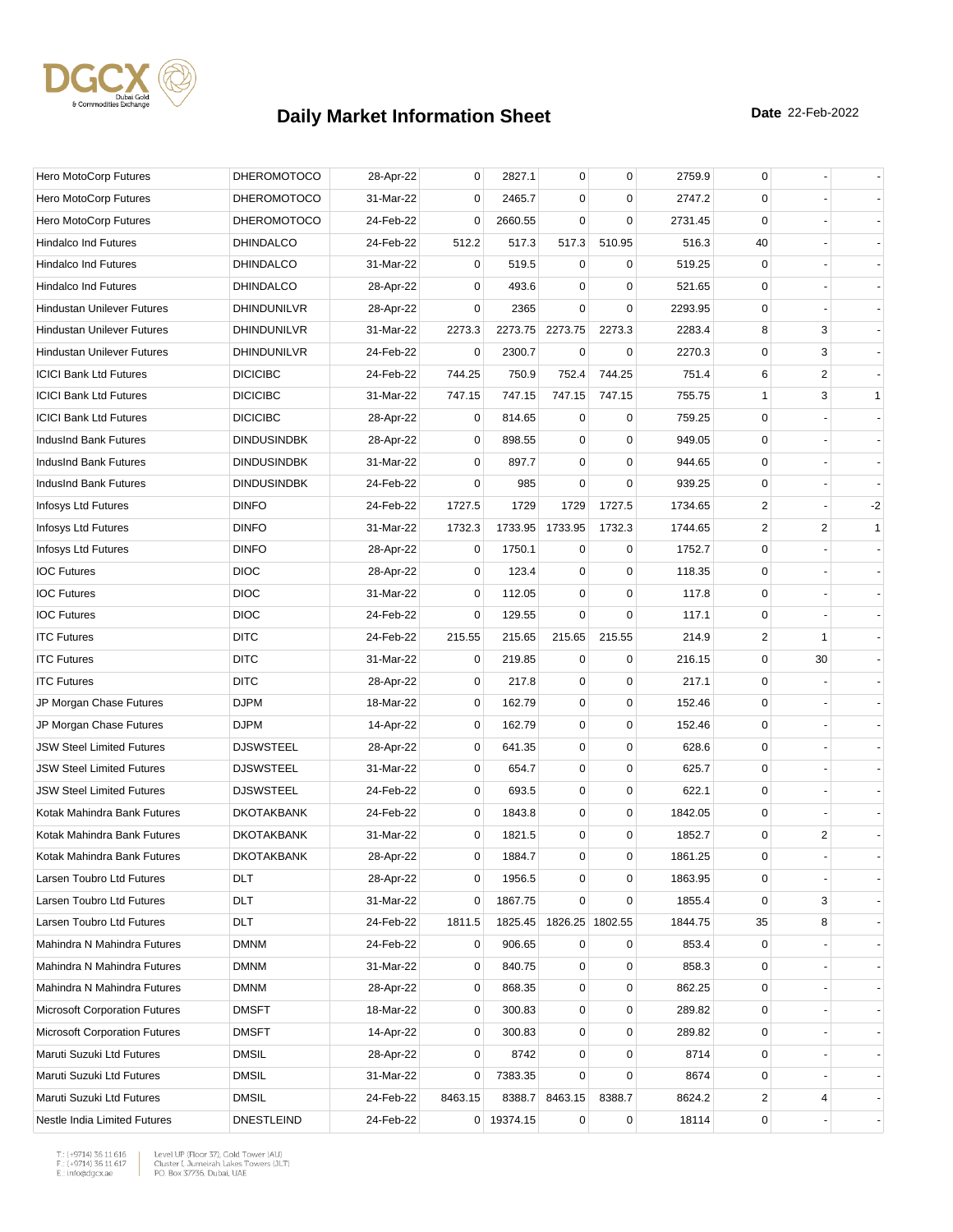# Daily Market Information Sheet

**Date** 22-Feb-2022

| | | | | | | | | | | |
|---|---|---|---|---|---|---|---|---|---|---|
| Hero MotoCorp Futures | DHEROMOTOCO | 28-Apr-22 | 0 | 2827.1 | 0 | 0 | 2759.9 | 0 | - | - |
| Hero MotoCorp Futures | DHEROMOTOCO | 31-Mar-22 | 0 | 2465.7 | 0 | 0 | 2747.2 | 0 | - | - |
| Hero MotoCorp Futures | DHEROMOTOCO | 24-Feb-22 | 0 | 2660.55 | 0 | 0 | 2731.45 | 0 | - | - |
| Hindalco Ind Futures | DHINDALCO | 24-Feb-22 | 512.2 | 517.3 | 517.3 | 510.95 | 516.3 | 40 | - | - |
| Hindalco Ind Futures | DHINDALCO | 31-Mar-22 | 0 | 519.5 | 0 | 0 | 519.25 | 0 | - | - |
| Hindalco Ind Futures | DHINDALCO | 28-Apr-22 | 0 | 493.6 | 0 | 0 | 521.65 | 0 | - | - |
| Hindustan Unilever Futures | DHINDUNILVR | 28-Apr-22 | 0 | 2365 | 0 | 0 | 2293.95 | 0 | - | - |
| Hindustan Unilever Futures | DHINDUNILVR | 31-Mar-22 | 2273.3 | 2273.75 | 2273.75 | 2273.3 | 2283.4 | 8 | 3 | - |
| Hindustan Unilever Futures | DHINDUNILVR | 24-Feb-22 | 0 | 2300.7 | 0 | 0 | 2270.3 | 0 | 3 | - |
| ICICI Bank Ltd Futures | DICICIBC | 24-Feb-22 | 744.25 | 750.9 | 752.4 | 744.25 | 751.4 | 6 | 2 | - |
| ICICI Bank Ltd Futures | DICICIBC | 31-Mar-22 | 747.15 | 747.15 | 747.15 | 747.15 | 755.75 | 1 | 3 | 1 |
| ICICI Bank Ltd Futures | DICICIBC | 28-Apr-22 | 0 | 814.65 | 0 | 0 | 759.25 | 0 | - | - |
| IndusInd Bank Futures | DINDUSINDBK | 28-Apr-22 | 0 | 898.55 | 0 | 0 | 949.05 | 0 | - | - |
| IndusInd Bank Futures | DINDUSINDBK | 31-Mar-22 | 0 | 897.7 | 0 | 0 | 944.65 | 0 | - | - |
| IndusInd Bank Futures | DINDUSINDBK | 24-Feb-22 | 0 | 985 | 0 | 0 | 939.25 | 0 | - | - |
| Infosys Ltd Futures | DINFO | 24-Feb-22 | 1727.5 | 1729 | 1729 | 1727.5 | 1734.65 | 2 | - | -2 |
| Infosys Ltd Futures | DINFO | 31-Mar-22 | 1732.3 | 1733.95 | 1733.95 | 1732.3 | 1744.65 | 2 | 2 | 1 |
| Infosys Ltd Futures | DINFO | 28-Apr-22 | 0 | 1750.1 | 0 | 0 | 1752.7 | 0 | - | - |
| IOC Futures | DIOC | 28-Apr-22 | 0 | 123.4 | 0 | 0 | 118.35 | 0 | - | - |
| IOC Futures | DIOC | 31-Mar-22 | 0 | 112.05 | 0 | 0 | 117.8 | 0 | - | - |
| IOC Futures | DIOC | 24-Feb-22 | 0 | 129.55 | 0 | 0 | 117.1 | 0 | - | - |
| ITC Futures | DITC | 24-Feb-22 | 215.55 | 215.65 | 215.65 | 215.55 | 214.9 | 2 | 1 | - |
| ITC Futures | DITC | 31-Mar-22 | 0 | 219.85 | 0 | 0 | 216.15 | 0 | 30 | - |
| ITC Futures | DITC | 28-Apr-22 | 0 | 217.8 | 0 | 0 | 217.1 | 0 | - | - |
| JP Morgan Chase Futures | DJPM | 18-Mar-22 | 0 | 162.79 | 0 | 0 | 152.46 | 0 | - | - |
| JP Morgan Chase Futures | DJPM | 14-Apr-22 | 0 | 162.79 | 0 | 0 | 152.46 | 0 | - | - |
| JSW Steel Limited Futures | DJSWSTEEL | 28-Apr-22 | 0 | 641.35 | 0 | 0 | 628.6 | 0 | - | - |
| JSW Steel Limited Futures | DJSWSTEEL | 31-Mar-22 | 0 | 654.7 | 0 | 0 | 625.7 | 0 | - | - |
| JSW Steel Limited Futures | DJSWSTEEL | 24-Feb-22 | 0 | 693.5 | 0 | 0 | 622.1 | 0 | - | - |
| Kotak Mahindra Bank Futures | DKOTAKBANK | 24-Feb-22 | 0 | 1843.8 | 0 | 0 | 1842.05 | 0 | - | - |
| Kotak Mahindra Bank Futures | DKOTAKBANK | 31-Mar-22 | 0 | 1821.5 | 0 | 0 | 1852.7 | 0 | 2 | - |
| Kotak Mahindra Bank Futures | DKOTAKBANK | 28-Apr-22 | 0 | 1884.7 | 0 | 0 | 1861.25 | 0 | - | - |
| Larsen Toubro Ltd Futures | DLT | 28-Apr-22 | 0 | 1956.5 | 0 | 0 | 1863.95 | 0 | - | - |
| Larsen Toubro Ltd Futures | DLT | 31-Mar-22 | 0 | 1867.75 | 0 | 0 | 1855.4 | 0 | 3 | - |
| Larsen Toubro Ltd Futures | DLT | 24-Feb-22 | 1811.5 | 1825.45 | 1826.25 | 1802.55 | 1844.75 | 35 | 8 | - |
| Mahindra N Mahindra Futures | DMNM | 24-Feb-22 | 0 | 906.65 | 0 | 0 | 853.4 | 0 | - | - |
| Mahindra N Mahindra Futures | DMNM | 31-Mar-22 | 0 | 840.75 | 0 | 0 | 858.3 | 0 | - | - |
| Mahindra N Mahindra Futures | DMNM | 28-Apr-22 | 0 | 868.35 | 0 | 0 | 862.25 | 0 | - | - |
| Microsoft Corporation Futures | DMSFT | 18-Mar-22 | 0 | 300.83 | 0 | 0 | 289.82 | 0 | - | - |
| Microsoft Corporation Futures | DMSFT | 14-Apr-22 | 0 | 300.83 | 0 | 0 | 289.82 | 0 | - | - |
| Maruti Suzuki Ltd Futures | DMSIL | 28-Apr-22 | 0 | 8742 | 0 | 0 | 8714 | 0 | - | - |
| Maruti Suzuki Ltd Futures | DMSIL | 31-Mar-22 | 0 | 7383.35 | 0 | 0 | 8674 | 0 | - | - |
| Maruti Suzuki Ltd Futures | DMSIL | 24-Feb-22 | 8463.15 | 8388.7 | 8463.15 | 8388.7 | 8624.2 | 2 | 4 | - |
| Nestle India Limited Futures | DNESTLEIND | 24-Feb-22 | 0 | 19374.15 | 0 | 0 | 18114 | 0 | - | - |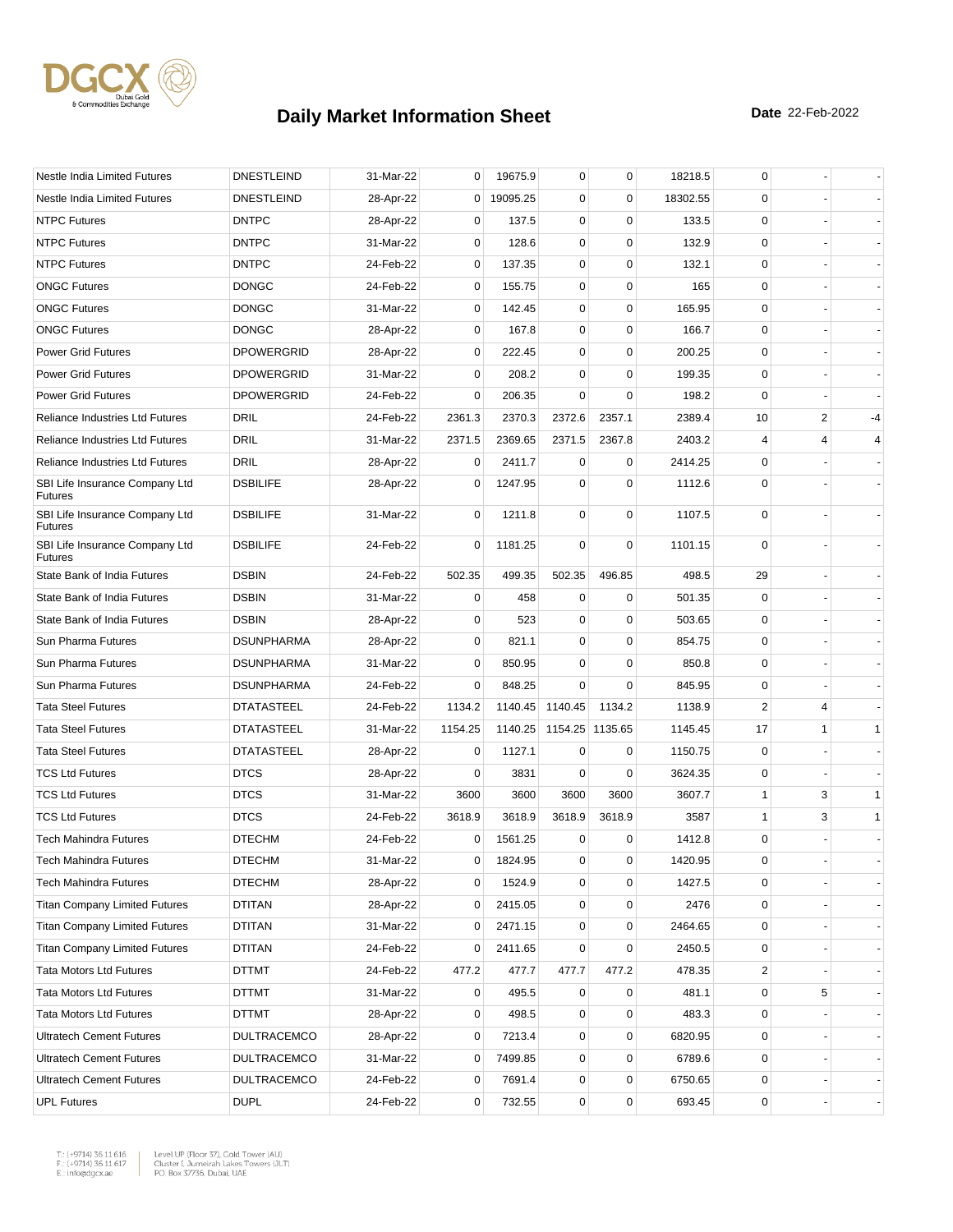# Daily Market Information Sheet

**Date** 22-Feb-2022

| | | | | | | | | | | |
|---|---|---|---|---|---|---|---|---|---|---|
| Nestle India Limited Futures | DNESTLEIND | 31-Mar-22 | 0 | 19675.9 | 0 | 0 | 18218.5 | 0 | - | - |
| Nestle India Limited Futures | DNESTLEIND | 28-Apr-22 | 0 | 19095.25 | 0 | 0 | 18302.55 | 0 | - | - |
| NTPC Futures | DNTPC | 28-Apr-22 | 0 | 137.5 | 0 | 0 | 133.5 | 0 | - | - |
| NTPC Futures | DNTPC | 31-Mar-22 | 0 | 128.6 | 0 | 0 | 132.9 | 0 | - | - |
| NTPC Futures | DNTPC | 24-Feb-22 | 0 | 137.35 | 0 | 0 | 132.1 | 0 | - | - |
| ONGC Futures | DONGC | 24-Feb-22 | 0 | 155.75 | 0 | 0 | 165 | 0 | - | - |
| ONGC Futures | DONGC | 31-Mar-22 | 0 | 142.45 | 0 | 0 | 165.95 | 0 | - | - |
| ONGC Futures | DONGC | 28-Apr-22 | 0 | 167.8 | 0 | 0 | 166.7 | 0 | - | - |
| Power Grid Futures | DPOWERGRID | 28-Apr-22 | 0 | 222.45 | 0 | 0 | 200.25 | 0 | - | - |
| Power Grid Futures | DPOWERGRID | 31-Mar-22 | 0 | 208.2 | 0 | 0 | 199.35 | 0 | - | - |
| Power Grid Futures | DPOWERGRID | 24-Feb-22 | 0 | 206.35 | 0 | 0 | 198.2 | 0 | - | - |
| Reliance Industries Ltd Futures | DRIL | 24-Feb-22 | 2361.3 | 2370.3 | 2372.6 | 2357.1 | 2389.4 | 10 | 2 | -4 |
| Reliance Industries Ltd Futures | DRIL | 31-Mar-22 | 2371.5 | 2369.65 | 2371.5 | 2367.8 | 2403.2 | 4 | 4 | 4 |
| Reliance Industries Ltd Futures | DRIL | 28-Apr-22 | 0 | 2411.7 | 0 | 0 | 2414.25 | 0 | - | - |
| SBI Life Insurance Company Ltd Futures | DSBILIFE | 28-Apr-22 | 0 | 1247.95 | 0 | 0 | 1112.6 | 0 | - | - |
| SBI Life Insurance Company Ltd Futures | DSBILIFE | 31-Mar-22 | 0 | 1211.8 | 0 | 0 | 1107.5 | 0 | - | - |
| SBI Life Insurance Company Ltd Futures | DSBILIFE | 24-Feb-22 | 0 | 1181.25 | 0 | 0 | 1101.15 | 0 | - | - |
| State Bank of India Futures | DSBIN | 24-Feb-22 | 502.35 | 499.35 | 502.35 | 496.85 | 498.5 | 29 | - | - |
| State Bank of India Futures | DSBIN | 31-Mar-22 | 0 | 458 | 0 | 0 | 501.35 | 0 | - | - |
| State Bank of India Futures | DSBIN | 28-Apr-22 | 0 | 523 | 0 | 0 | 503.65 | 0 | - | - |
| Sun Pharma Futures | DSUNPHARMA | 28-Apr-22 | 0 | 821.1 | 0 | 0 | 854.75 | 0 | - | - |
| Sun Pharma Futures | DSUNPHARMA | 31-Mar-22 | 0 | 850.95 | 0 | 0 | 850.8 | 0 | - | - |
| Sun Pharma Futures | DSUNPHARMA | 24-Feb-22 | 0 | 848.25 | 0 | 0 | 845.95 | 0 | - | - |
| Tata Steel Futures | DTATASTEEL | 24-Feb-22 | 1134.2 | 1140.45 | 1140.45 | 1134.2 | 1138.9 | 2 | 4 | - |
| Tata Steel Futures | DTATASTEEL | 31-Mar-22 | 1154.25 | 1140.25 | 1154.25 | 1135.65 | 1145.45 | 17 | 1 | 1 |
| Tata Steel Futures | DTATASTEEL | 28-Apr-22 | 0 | 1127.1 | 0 | 0 | 1150.75 | 0 | - | - |
| TCS Ltd Futures | DTCS | 28-Apr-22 | 0 | 3831 | 0 | 0 | 3624.35 | 0 | - | - |
| TCS Ltd Futures | DTCS | 31-Mar-22 | 3600 | 3600 | 3600 | 3600 | 3607.7 | 1 | 3 | 1 |
| TCS Ltd Futures | DTCS | 24-Feb-22 | 3618.9 | 3618.9 | 3618.9 | 3618.9 | 3587 | 1 | 3 | 1 |
| Tech Mahindra Futures | DTECHM | 24-Feb-22 | 0 | 1561.25 | 0 | 0 | 1412.8 | 0 | - | - |
| Tech Mahindra Futures | DTECHM | 31-Mar-22 | 0 | 1824.95 | 0 | 0 | 1420.95 | 0 | - | - |
| Tech Mahindra Futures | DTECHM | 28-Apr-22 | 0 | 1524.9 | 0 | 0 | 1427.5 | 0 | - | - |
| Titan Company Limited Futures | DTITAN | 28-Apr-22 | 0 | 2415.05 | 0 | 0 | 2476 | 0 | - | - |
| Titan Company Limited Futures | DTITAN | 31-Mar-22 | 0 | 2471.15 | 0 | 0 | 2464.65 | 0 | - | - |
| Titan Company Limited Futures | DTITAN | 24-Feb-22 | 0 | 2411.65 | 0 | 0 | 2450.5 | 0 | - | - |
| Tata Motors Ltd Futures | DTTMT | 24-Feb-22 | 477.2 | 477.7 | 477.7 | 477.2 | 478.35 | 2 | - | - |
| Tata Motors Ltd Futures | DTTMT | 31-Mar-22 | 0 | 495.5 | 0 | 0 | 481.1 | 0 | 5 | - |
| Tata Motors Ltd Futures | DTTMT | 28-Apr-22 | 0 | 498.5 | 0 | 0 | 483.3 | 0 | - | - |
| Ultratech Cement Futures | DULTRACEMCO | 28-Apr-22 | 0 | 7213.4 | 0 | 0 | 6820.95 | 0 | - | - |
| Ultratech Cement Futures | DULTRACEMCO | 31-Mar-22 | 0 | 7499.85 | 0 | 0 | 6789.6 | 0 | - | - |
| Ultratech Cement Futures | DULTRACEMCO | 24-Feb-22 | 0 | 7691.4 | 0 | 0 | 6750.65 | 0 | - | - |
| UPL Futures | DUPL | 24-Feb-22 | 0 | 732.55 | 0 | 0 | 693.45 | 0 | - | - |

T.: (+9714) 36 11 616
F.: (+9714) 36 11 617
E.: info@dgcx.ae

Level UP (Floor 37), Gold Tower (AU)
Cluster I, Jumeirah Lakes Towers (JLT)
P.O. Box 37736, Dubai, UAE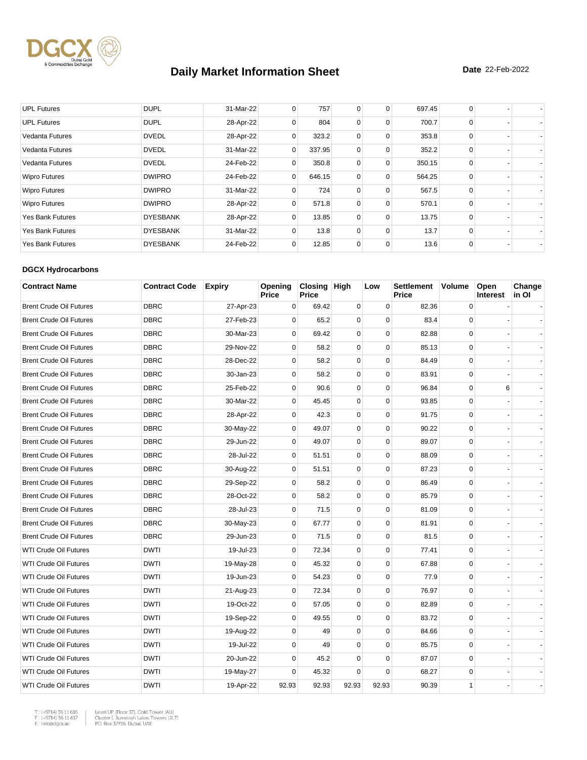# Daily Market Information Sheet

**Date** 22-Feb-2022

| UPL Futures | DUPL | 31-Mar-22 | 0 | 757 | 0 | 0 | 697.45 | 0 | - | - |
|---|---|---|---|---|---|---|---|---|---|---|
| UPL Futures | DUPL | 28-Apr-22 | 0 | 804 | 0 | 0 | 700.7 | 0 | - | - |
| Vedanta Futures | DVEDL | 28-Apr-22 | 0 | 323.2 | 0 | 0 | 353.8 | 0 | - | - |
| Vedanta Futures | DVEDL | 31-Mar-22 | 0 | 337.95 | 0 | 0 | 352.2 | 0 | - | - |
| Vedanta Futures | DVEDL | 24-Feb-22 | 0 | 350.8 | 0 | 0 | 350.15 | 0 | - | - |
| Wipro Futures | DWIPRO | 24-Feb-22 | 0 | 646.15 | 0 | 0 | 564.25 | 0 | - | - |
| Wipro Futures | DWIPRO | 31-Mar-22 | 0 | 724 | 0 | 0 | 567.5 | 0 | - | - |
| Wipro Futures | DWIPRO | 28-Apr-22 | 0 | 571.8 | 0 | 0 | 570.1 | 0 | - | - |
| Yes Bank Futures | DYESBANK | 28-Apr-22 | 0 | 13.85 | 0 | 0 | 13.75 | 0 | - | - |
| Yes Bank Futures | DYESBANK | 31-Mar-22 | 0 | 13.8 | 0 | 0 | 13.7 | 0 | - | - |
| Yes Bank Futures | DYESBANK | 24-Feb-22 | 0 | 12.85 | 0 | 0 | 13.6 | 0 | - | - |

**DGCX Hydrocarbons**

| Contract Name | Contract Code | Expiry | Opening Price | Closing Price | High | Low | Settlement Price | Volume | Open Interest | Change in OI |
|---|---|---|---|---|---|---|---|---|---|---|
| Brent Crude Oil Futures | DBRC | 27-Apr-23 | 0 | 69.42 | 0 | 0 | 82.36 | 0 | - | - |
| Brent Crude Oil Futures | DBRC | 27-Feb-23 | 0 | 65.2 | 0 | 0 | 83.4 | 0 | - | - |
| Brent Crude Oil Futures | DBRC | 30-Mar-23 | 0 | 69.42 | 0 | 0 | 82.88 | 0 | - | - |
| Brent Crude Oil Futures | DBRC | 29-Nov-22 | 0 | 58.2 | 0 | 0 | 85.13 | 0 | - | - |
| Brent Crude Oil Futures | DBRC | 28-Dec-22 | 0 | 58.2 | 0 | 0 | 84.49 | 0 | - | - |
| Brent Crude Oil Futures | DBRC | 30-Jan-23 | 0 | 58.2 | 0 | 0 | 83.91 | 0 | - | - |
| Brent Crude Oil Futures | DBRC | 25-Feb-22 | 0 | 90.6 | 0 | 0 | 96.84 | 0 | 6 | - |
| Brent Crude Oil Futures | DBRC | 30-Mar-22 | 0 | 45.45 | 0 | 0 | 93.85 | 0 | - | - |
| Brent Crude Oil Futures | DBRC | 28-Apr-22 | 0 | 42.3 | 0 | 0 | 91.75 | 0 | - | - |
| Brent Crude Oil Futures | DBRC | 30-May-22 | 0 | 49.07 | 0 | 0 | 90.22 | 0 | - | - |
| Brent Crude Oil Futures | DBRC | 29-Jun-22 | 0 | 49.07 | 0 | 0 | 89.07 | 0 | - | - |
| Brent Crude Oil Futures | DBRC | 28-Jul-22 | 0 | 51.51 | 0 | 0 | 88.09 | 0 | - | - |
| Brent Crude Oil Futures | DBRC | 30-Aug-22 | 0 | 51.51 | 0 | 0 | 87.23 | 0 | - | - |
| Brent Crude Oil Futures | DBRC | 29-Sep-22 | 0 | 58.2 | 0 | 0 | 86.49 | 0 | - | - |
| Brent Crude Oil Futures | DBRC | 28-Oct-22 | 0 | 58.2 | 0 | 0 | 85.79 | 0 | - | - |
| Brent Crude Oil Futures | DBRC | 28-Jul-23 | 0 | 71.5 | 0 | 0 | 81.09 | 0 | - | - |
| Brent Crude Oil Futures | DBRC | 30-May-23 | 0 | 67.77 | 0 | 0 | 81.91 | 0 | - | - |
| Brent Crude Oil Futures | DBRC | 29-Jun-23 | 0 | 71.5 | 0 | 0 | 81.5 | 0 | - | - |
| WTI Crude Oil Futures | DWTI | 19-Jul-23 | 0 | 72.34 | 0 | 0 | 77.41 | 0 | - | - |
| WTI Crude Oil Futures | DWTI | 19-May-28 | 0 | 45.32 | 0 | 0 | 67.88 | 0 | - | - |
| WTI Crude Oil Futures | DWTI | 19-Jun-23 | 0 | 54.23 | 0 | 0 | 77.9 | 0 | - | - |
| WTI Crude Oil Futures | DWTI | 21-Aug-23 | 0 | 72.34 | 0 | 0 | 76.97 | 0 | - | - |
| WTI Crude Oil Futures | DWTI | 19-Oct-22 | 0 | 57.05 | 0 | 0 | 82.89 | 0 | - | - |
| WTI Crude Oil Futures | DWTI | 19-Sep-22 | 0 | 49.55 | 0 | 0 | 83.72 | 0 | - | - |
| WTI Crude Oil Futures | DWTI | 19-Aug-22 | 0 | 49 | 0 | 0 | 84.66 | 0 | - | - |
| WTI Crude Oil Futures | DWTI | 19-Jul-22 | 0 | 49 | 0 | 0 | 85.75 | 0 | - | - |
| WTI Crude Oil Futures | DWTI | 20-Jun-22 | 0 | 45.2 | 0 | 0 | 87.07 | 0 | - | - |
| WTI Crude Oil Futures | DWTI | 19-May-27 | 0 | 45.32 | 0 | 0 | 68.27 | 0 | - | - |
| WTI Crude Oil Futures | DWTI | 19-Apr-22 | 92.93 | 92.93 | 92.93 | 92.93 | 90.39 | 1 | - | - |

T.: (+9714) 36 11 616
F.: (+9714) 36 11 617
E.: info@dgcx.ae

Level UP (Floor 37), Gold Tower (AU)
Cluster I, Jumeirah Lakes Towers (JLT)
P.O. Box 37736, Dubai, UAE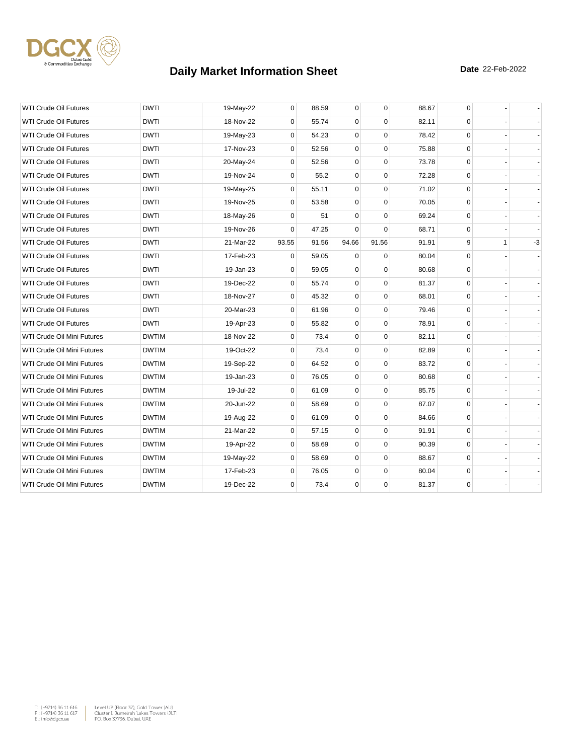# Daily Market Information Sheet

**Date** 22-Feb-2022

| | | | | | | | | | | |
|---|---|---|---|---|---|---|---|---|---|---|
| WTI Crude Oil Futures | DWTI | 19-May-22 | 0 | 88.59 | 0 | 0 | 88.67 | 0 | - | - |
| WTI Crude Oil Futures | DWTI | 18-Nov-22 | 0 | 55.74 | 0 | 0 | 82.11 | 0 | - | - |
| WTI Crude Oil Futures | DWTI | 19-May-23 | 0 | 54.23 | 0 | 0 | 78.42 | 0 | - | - |
| WTI Crude Oil Futures | DWTI | 17-Nov-23 | 0 | 52.56 | 0 | 0 | 75.88 | 0 | - | - |
| WTI Crude Oil Futures | DWTI | 20-May-24 | 0 | 52.56 | 0 | 0 | 73.78 | 0 | - | - |
| WTI Crude Oil Futures | DWTI | 19-Nov-24 | 0 | 55.2 | 0 | 0 | 72.28 | 0 | - | - |
| WTI Crude Oil Futures | DWTI | 19-May-25 | 0 | 55.11 | 0 | 0 | 71.02 | 0 | - | - |
| WTI Crude Oil Futures | DWTI | 19-Nov-25 | 0 | 53.58 | 0 | 0 | 70.05 | 0 | - | - |
| WTI Crude Oil Futures | DWTI | 18-May-26 | 0 | 51 | 0 | 0 | 69.24 | 0 | - | - |
| WTI Crude Oil Futures | DWTI | 19-Nov-26 | 0 | 47.25 | 0 | 0 | 68.71 | 0 | - | - |
| WTI Crude Oil Futures | DWTI | 21-Mar-22 | 93.55 | 91.56 | 94.66 | 91.56 | 91.91 | 9 | 1 | -3 |
| WTI Crude Oil Futures | DWTI | 17-Feb-23 | 0 | 59.05 | 0 | 0 | 80.04 | 0 | - | - |
| WTI Crude Oil Futures | DWTI | 19-Jan-23 | 0 | 59.05 | 0 | 0 | 80.68 | 0 | - | - |
| WTI Crude Oil Futures | DWTI | 19-Dec-22 | 0 | 55.74 | 0 | 0 | 81.37 | 0 | - | - |
| WTI Crude Oil Futures | DWTI | 18-Nov-27 | 0 | 45.32 | 0 | 0 | 68.01 | 0 | - | - |
| WTI Crude Oil Futures | DWTI | 20-Mar-23 | 0 | 61.96 | 0 | 0 | 79.46 | 0 | - | - |
| WTI Crude Oil Futures | DWTI | 19-Apr-23 | 0 | 55.82 | 0 | 0 | 78.91 | 0 | - | - |
| WTI Crude Oil Mini Futures | DWTIM | 18-Nov-22 | 0 | 73.4 | 0 | 0 | 82.11 | 0 | - | - |
| WTI Crude Oil Mini Futures | DWTIM | 19-Oct-22 | 0 | 73.4 | 0 | 0 | 82.89 | 0 | - | - |
| WTI Crude Oil Mini Futures | DWTIM | 19-Sep-22 | 0 | 64.52 | 0 | 0 | 83.72 | 0 | - | - |
| WTI Crude Oil Mini Futures | DWTIM | 19-Jan-23 | 0 | 76.05 | 0 | 0 | 80.68 | 0 | - | - |
| WTI Crude Oil Mini Futures | DWTIM | 19-Jul-22 | 0 | 61.09 | 0 | 0 | 85.75 | 0 | - | - |
| WTI Crude Oil Mini Futures | DWTIM | 20-Jun-22 | 0 | 58.69 | 0 | 0 | 87.07 | 0 | - | - |
| WTI Crude Oil Mini Futures | DWTIM | 19-Aug-22 | 0 | 61.09 | 0 | 0 | 84.66 | 0 | - | - |
| WTI Crude Oil Mini Futures | DWTIM | 21-Mar-22 | 0 | 57.15 | 0 | 0 | 91.91 | 0 | - | - |
| WTI Crude Oil Mini Futures | DWTIM | 19-Apr-22 | 0 | 58.69 | 0 | 0 | 90.39 | 0 | - | - |
| WTI Crude Oil Mini Futures | DWTIM | 19-May-22 | 0 | 58.69 | 0 | 0 | 88.67 | 0 | - | - |
| WTI Crude Oil Mini Futures | DWTIM | 17-Feb-23 | 0 | 76.05 | 0 | 0 | 80.04 | 0 | - | - |
| WTI Crude Oil Mini Futures | DWTIM | 19-Dec-22 | 0 | 73.4 | 0 | 0 | 81.37 | 0 | - | - |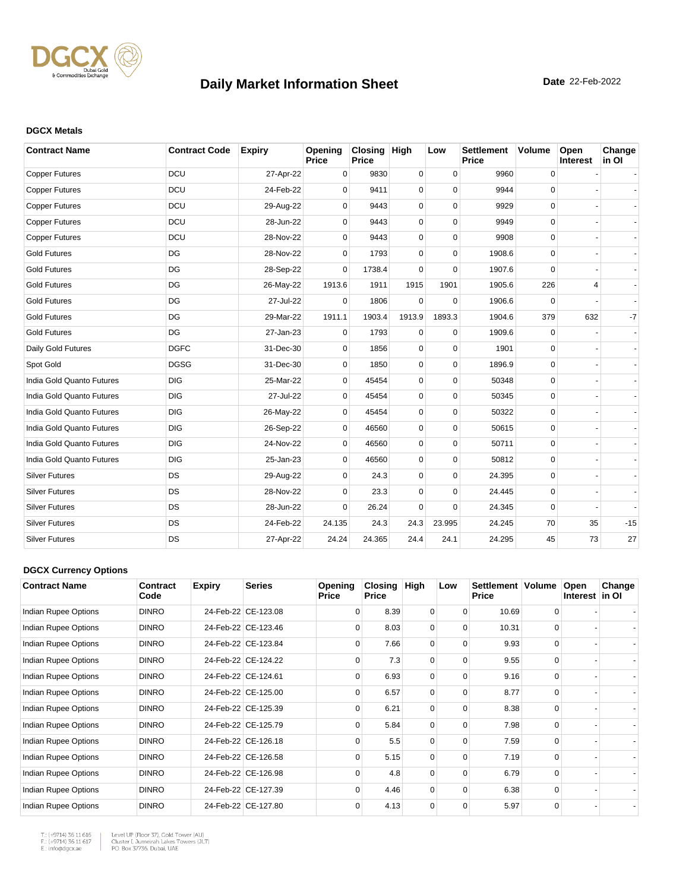# Daily Market Information Sheet

**Date** 22-Feb-2022

### DGCX Metals

| Contract Name | Contract Code | Expiry | Opening Price | Closing Price | High | Low | Settlement Price | Volume | Open Interest | Change in OI |
|---|---|---|---|---|---|---|---|---|---|---|
| Copper Futures | DCU | 27-Apr-22 | 0 | 9830 | 0 | 0 | 9960 | 0 | - | - |
| Copper Futures | DCU | 24-Feb-22 | 0 | 9411 | 0 | 0 | 9944 | 0 | - | - |
| Copper Futures | DCU | 29-Aug-22 | 0 | 9443 | 0 | 0 | 9929 | 0 | - | - |
| Copper Futures | DCU | 28-Jun-22 | 0 | 9443 | 0 | 0 | 9949 | 0 | - | - |
| Copper Futures | DCU | 28-Nov-22 | 0 | 9443 | 0 | 0 | 9908 | 0 | - | - |
| Gold Futures | DG | 28-Nov-22 | 0 | 1793 | 0 | 0 | 1908.6 | 0 | - | - |
| Gold Futures | DG | 28-Sep-22 | 0 | 1738.4 | 0 | 0 | 1907.6 | 0 | - | - |
| Gold Futures | DG | 26-May-22 | 1913.6 | 1911 | 1915 | 1901 | 1905.6 | 226 | 4 | - |
| Gold Futures | DG | 27-Jul-22 | 0 | 1806 | 0 | 0 | 1906.6 | 0 | - | - |
| Gold Futures | DG | 29-Mar-22 | 1911.1 | 1903.4 | 1913.9 | 1893.3 | 1904.6 | 379 | 632 | -7 |
| Gold Futures | DG | 27-Jan-23 | 0 | 1793 | 0 | 0 | 1909.6 | 0 | - | - |
| Daily Gold Futures | DGFC | 31-Dec-30 | 0 | 1856 | 0 | 0 | 1901 | 0 | - | - |
| Spot Gold | DGSG | 31-Dec-30 | 0 | 1850 | 0 | 0 | 1896.9 | 0 | - | - |
| India Gold Quanto Futures | DIG | 25-Mar-22 | 0 | 45454 | 0 | 0 | 50348 | 0 | - | - |
| India Gold Quanto Futures | DIG | 27-Jul-22 | 0 | 45454 | 0 | 0 | 50345 | 0 | - | - |
| India Gold Quanto Futures | DIG | 26-May-22 | 0 | 45454 | 0 | 0 | 50322 | 0 | - | - |
| India Gold Quanto Futures | DIG | 26-Sep-22 | 0 | 46560 | 0 | 0 | 50615 | 0 | - | - |
| India Gold Quanto Futures | DIG | 24-Nov-22 | 0 | 46560 | 0 | 0 | 50711 | 0 | - | - |
| India Gold Quanto Futures | DIG | 25-Jan-23 | 0 | 46560 | 0 | 0 | 50812 | 0 | - | - |
| Silver Futures | DS | 29-Aug-22 | 0 | 24.3 | 0 | 0 | 24.395 | 0 | - | - |
| Silver Futures | DS | 28-Nov-22 | 0 | 23.3 | 0 | 0 | 24.445 | 0 | - | - |
| Silver Futures | DS | 28-Jun-22 | 0 | 26.24 | 0 | 0 | 24.345 | 0 | - | - |
| Silver Futures | DS | 24-Feb-22 | 24.135 | 24.3 | 24.3 | 23.995 | 24.245 | 70 | 35 | -15 |
| Silver Futures | DS | 27-Apr-22 | 24.24 | 24.365 | 24.4 | 24.1 | 24.295 | 45 | 73 | 27 |

### DGCX Currency Options

| Contract Name | Contract Code | Expiry | Series | Opening Price | Closing Price | High | Low | Settlement Price | Volume | Open Interest | Change in OI |
|---|---|---|---|---|---|---|---|---|---|---|---|
| Indian Rupee Options | DINRO | 24-Feb-22 | CE-123.08 | 0 | 8.39 | 0 | 0 | 10.69 | 0 | - | - |
| Indian Rupee Options | DINRO | 24-Feb-22 | CE-123.46 | 0 | 8.03 | 0 | 0 | 10.31 | 0 | - | - |
| Indian Rupee Options | DINRO | 24-Feb-22 | CE-123.84 | 0 | 7.66 | 0 | 0 | 9.93 | 0 | - | - |
| Indian Rupee Options | DINRO | 24-Feb-22 | CE-124.22 | 0 | 7.3 | 0 | 0 | 9.55 | 0 | - | - |
| Indian Rupee Options | DINRO | 24-Feb-22 | CE-124.61 | 0 | 6.93 | 0 | 0 | 9.16 | 0 | - | - |
| Indian Rupee Options | DINRO | 24-Feb-22 | CE-125.00 | 0 | 6.57 | 0 | 0 | 8.77 | 0 | - | - |
| Indian Rupee Options | DINRO | 24-Feb-22 | CE-125.39 | 0 | 6.21 | 0 | 0 | 8.38 | 0 | - | - |
| Indian Rupee Options | DINRO | 24-Feb-22 | CE-125.79 | 0 | 5.84 | 0 | 0 | 7.98 | 0 | - | - |
| Indian Rupee Options | DINRO | 24-Feb-22 | CE-126.18 | 0 | 5.5 | 0 | 0 | 7.59 | 0 | - | - |
| Indian Rupee Options | DINRO | 24-Feb-22 | CE-126.58 | 0 | 5.15 | 0 | 0 | 7.19 | 0 | - | - |
| Indian Rupee Options | DINRO | 24-Feb-22 | CE-126.98 | 0 | 4.8 | 0 | 0 | 6.79 | 0 | - | - |
| Indian Rupee Options | DINRO | 24-Feb-22 | CE-127.39 | 0 | 4.46 | 0 | 0 | 6.38 | 0 | - | - |
| Indian Rupee Options | DINRO | 24-Feb-22 | CE-127.80 | 0 | 4.13 | 0 | 0 | 5.97 | 0 | - | - |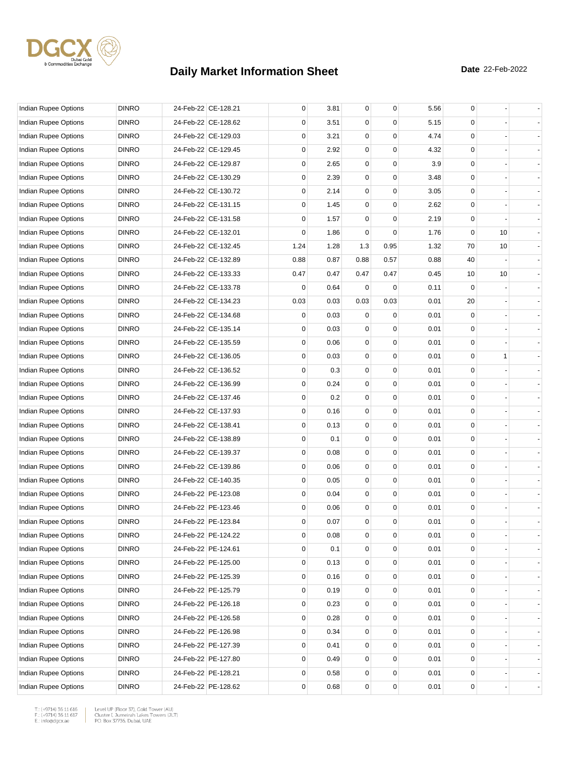# Daily Market Information Sheet

**Date** 22-Feb-2022

| | | | | | | | | | | | |
|---|---|---|---|---|---|---|---|---|---|---|---|
| Indian Rupee Options | DINRO | 24-Feb-22 | CE-128.21 | 0 | 3.81 | 0 | 0 | 5.56 | 0 | - | - |
| Indian Rupee Options | DINRO | 24-Feb-22 | CE-128.62 | 0 | 3.51 | 0 | 0 | 5.15 | 0 | - | - |
| Indian Rupee Options | DINRO | 24-Feb-22 | CE-129.03 | 0 | 3.21 | 0 | 0 | 4.74 | 0 | - | - |
| Indian Rupee Options | DINRO | 24-Feb-22 | CE-129.45 | 0 | 2.92 | 0 | 0 | 4.32 | 0 | - | - |
| Indian Rupee Options | DINRO | 24-Feb-22 | CE-129.87 | 0 | 2.65 | 0 | 0 | 3.9 | 0 | - | - |
| Indian Rupee Options | DINRO | 24-Feb-22 | CE-130.29 | 0 | 2.39 | 0 | 0 | 3.48 | 0 | - | - |
| Indian Rupee Options | DINRO | 24-Feb-22 | CE-130.72 | 0 | 2.14 | 0 | 0 | 3.05 | 0 | - | - |
| Indian Rupee Options | DINRO | 24-Feb-22 | CE-131.15 | 0 | 1.45 | 0 | 0 | 2.62 | 0 | - | - |
| Indian Rupee Options | DINRO | 24-Feb-22 | CE-131.58 | 0 | 1.57 | 0 | 0 | 2.19 | 0 | - | - |
| Indian Rupee Options | DINRO | 24-Feb-22 | CE-132.01 | 0 | 1.86 | 0 | 0 | 1.76 | 0 | 10 | - |
| Indian Rupee Options | DINRO | 24-Feb-22 | CE-132.45 | 1.24 | 1.28 | 1.3 | 0.95 | 1.32 | 70 | 10 | - |
| Indian Rupee Options | DINRO | 24-Feb-22 | CE-132.89 | 0.88 | 0.87 | 0.88 | 0.57 | 0.88 | 40 | - | - |
| Indian Rupee Options | DINRO | 24-Feb-22 | CE-133.33 | 0.47 | 0.47 | 0.47 | 0.47 | 0.45 | 10 | 10 | - |
| Indian Rupee Options | DINRO | 24-Feb-22 | CE-133.78 | 0 | 0.64 | 0 | 0 | 0.11 | 0 | - | - |
| Indian Rupee Options | DINRO | 24-Feb-22 | CE-134.23 | 0.03 | 0.03 | 0.03 | 0.03 | 0.01 | 20 | - | - |
| Indian Rupee Options | DINRO | 24-Feb-22 | CE-134.68 | 0 | 0.03 | 0 | 0 | 0.01 | 0 | - | - |
| Indian Rupee Options | DINRO | 24-Feb-22 | CE-135.14 | 0 | 0.03 | 0 | 0 | 0.01 | 0 | - | - |
| Indian Rupee Options | DINRO | 24-Feb-22 | CE-135.59 | 0 | 0.06 | 0 | 0 | 0.01 | 0 | - | - |
| Indian Rupee Options | DINRO | 24-Feb-22 | CE-136.05 | 0 | 0.03 | 0 | 0 | 0.01 | 0 | 1 | - |
| Indian Rupee Options | DINRO | 24-Feb-22 | CE-136.52 | 0 | 0.3 | 0 | 0 | 0.01 | 0 | - | - |
| Indian Rupee Options | DINRO | 24-Feb-22 | CE-136.99 | 0 | 0.24 | 0 | 0 | 0.01 | 0 | - | - |
| Indian Rupee Options | DINRO | 24-Feb-22 | CE-137.46 | 0 | 0.2 | 0 | 0 | 0.01 | 0 | - | - |
| Indian Rupee Options | DINRO | 24-Feb-22 | CE-137.93 | 0 | 0.16 | 0 | 0 | 0.01 | 0 | - | - |
| Indian Rupee Options | DINRO | 24-Feb-22 | CE-138.41 | 0 | 0.13 | 0 | 0 | 0.01 | 0 | - | - |
| Indian Rupee Options | DINRO | 24-Feb-22 | CE-138.89 | 0 | 0.1 | 0 | 0 | 0.01 | 0 | - | - |
| Indian Rupee Options | DINRO | 24-Feb-22 | CE-139.37 | 0 | 0.08 | 0 | 0 | 0.01 | 0 | - | - |
| Indian Rupee Options | DINRO | 24-Feb-22 | CE-139.86 | 0 | 0.06 | 0 | 0 | 0.01 | 0 | - | - |
| Indian Rupee Options | DINRO | 24-Feb-22 | CE-140.35 | 0 | 0.05 | 0 | 0 | 0.01 | 0 | - | - |
| Indian Rupee Options | DINRO | 24-Feb-22 | PE-123.08 | 0 | 0.04 | 0 | 0 | 0.01 | 0 | - | - |
| Indian Rupee Options | DINRO | 24-Feb-22 | PE-123.46 | 0 | 0.06 | 0 | 0 | 0.01 | 0 | - | - |
| Indian Rupee Options | DINRO | 24-Feb-22 | PE-123.84 | 0 | 0.07 | 0 | 0 | 0.01 | 0 | - | - |
| Indian Rupee Options | DINRO | 24-Feb-22 | PE-124.22 | 0 | 0.08 | 0 | 0 | 0.01 | 0 | - | - |
| Indian Rupee Options | DINRO | 24-Feb-22 | PE-124.61 | 0 | 0.1 | 0 | 0 | 0.01 | 0 | - | - |
| Indian Rupee Options | DINRO | 24-Feb-22 | PE-125.00 | 0 | 0.13 | 0 | 0 | 0.01 | 0 | - | - |
| Indian Rupee Options | DINRO | 24-Feb-22 | PE-125.39 | 0 | 0.16 | 0 | 0 | 0.01 | 0 | - | - |
| Indian Rupee Options | DINRO | 24-Feb-22 | PE-125.79 | 0 | 0.19 | 0 | 0 | 0.01 | 0 | - | - |
| Indian Rupee Options | DINRO | 24-Feb-22 | PE-126.18 | 0 | 0.23 | 0 | 0 | 0.01 | 0 | - | - |
| Indian Rupee Options | DINRO | 24-Feb-22 | PE-126.58 | 0 | 0.28 | 0 | 0 | 0.01 | 0 | - | - |
| Indian Rupee Options | DINRO | 24-Feb-22 | PE-126.98 | 0 | 0.34 | 0 | 0 | 0.01 | 0 | - | - |
| Indian Rupee Options | DINRO | 24-Feb-22 | PE-127.39 | 0 | 0.41 | 0 | 0 | 0.01 | 0 | - | - |
| Indian Rupee Options | DINRO | 24-Feb-22 | PE-127.80 | 0 | 0.49 | 0 | 0 | 0.01 | 0 | - | - |
| Indian Rupee Options | DINRO | 24-Feb-22 | PE-128.21 | 0 | 0.58 | 0 | 0 | 0.01 | 0 | - | - |
| Indian Rupee Options | DINRO | 24-Feb-22 | PE-128.62 | 0 | 0.68 | 0 | 0 | 0.01 | 0 | - | - |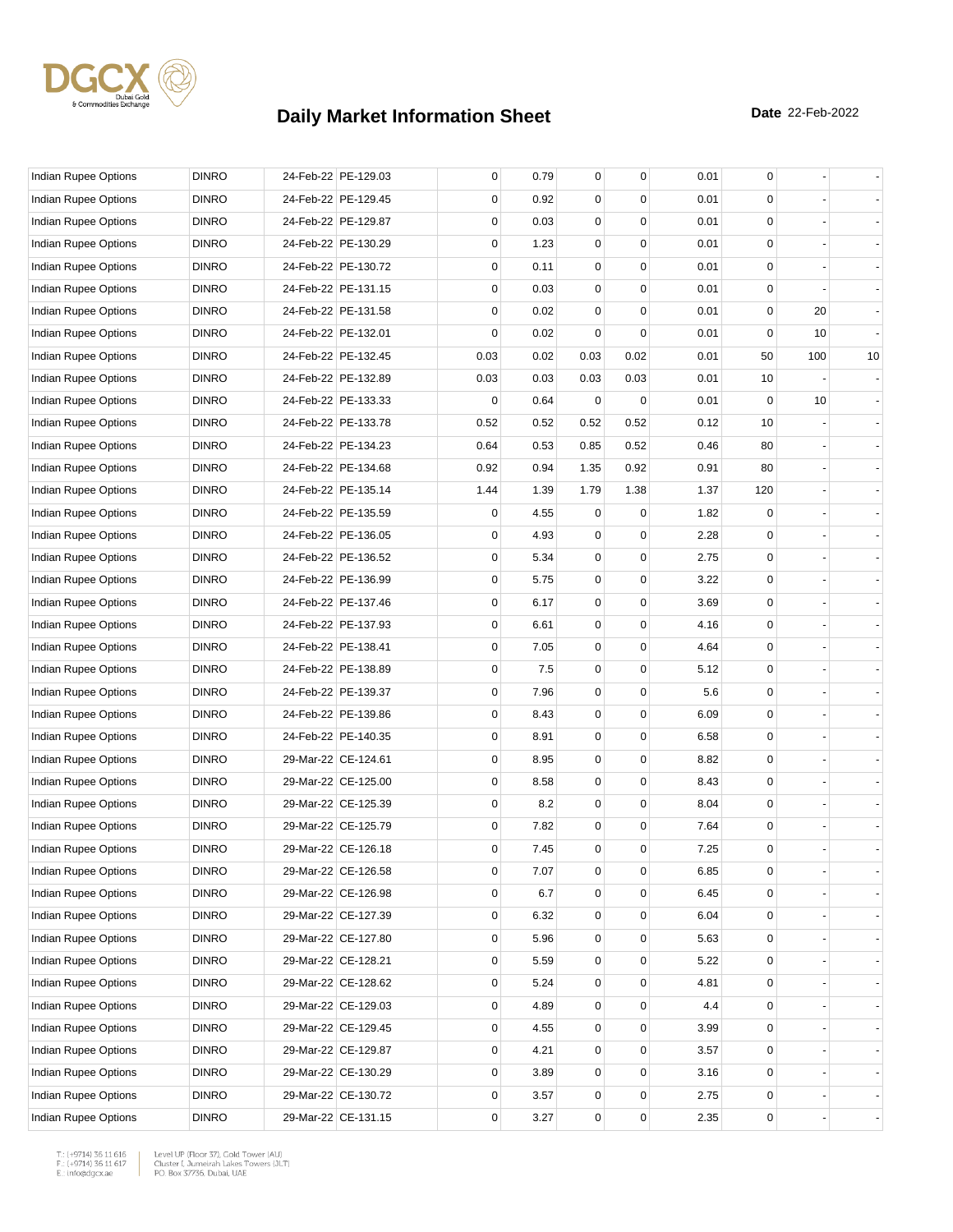# Daily Market Information Sheet

**Date** 22-Feb-2022

| | | | | | | | | | | | |
|---|---|---|---|---|---|---|---|---|---|---|---|
| Indian Rupee Options | DINRO | 24-Feb-22 | PE-129.03 | 0 | 0.79 | 0 | 0 | 0.01 | 0 | - | - |
| Indian Rupee Options | DINRO | 24-Feb-22 | PE-129.45 | 0 | 0.92 | 0 | 0 | 0.01 | 0 | - | - |
| Indian Rupee Options | DINRO | 24-Feb-22 | PE-129.87 | 0 | 0.03 | 0 | 0 | 0.01 | 0 | - | - |
| Indian Rupee Options | DINRO | 24-Feb-22 | PE-130.29 | 0 | 1.23 | 0 | 0 | 0.01 | 0 | - | - |
| Indian Rupee Options | DINRO | 24-Feb-22 | PE-130.72 | 0 | 0.11 | 0 | 0 | 0.01 | 0 | - | - |
| Indian Rupee Options | DINRO | 24-Feb-22 | PE-131.15 | 0 | 0.03 | 0 | 0 | 0.01 | 0 | - | - |
| Indian Rupee Options | DINRO | 24-Feb-22 | PE-131.58 | 0 | 0.02 | 0 | 0 | 0.01 | 0 | 20 | - |
| Indian Rupee Options | DINRO | 24-Feb-22 | PE-132.01 | 0 | 0.02 | 0 | 0 | 0.01 | 0 | 10 | - |
| Indian Rupee Options | DINRO | 24-Feb-22 | PE-132.45 | 0.03 | 0.02 | 0.03 | 0.02 | 0.01 | 50 | 100 | 10 |
| Indian Rupee Options | DINRO | 24-Feb-22 | PE-132.89 | 0.03 | 0.03 | 0.03 | 0.03 | 0.01 | 10 | - | - |
| Indian Rupee Options | DINRO | 24-Feb-22 | PE-133.33 | 0 | 0.64 | 0 | 0 | 0.01 | 0 | 10 | - |
| Indian Rupee Options | DINRO | 24-Feb-22 | PE-133.78 | 0.52 | 0.52 | 0.52 | 0.52 | 0.12 | 10 | - | - |
| Indian Rupee Options | DINRO | 24-Feb-22 | PE-134.23 | 0.64 | 0.53 | 0.85 | 0.52 | 0.46 | 80 | - | - |
| Indian Rupee Options | DINRO | 24-Feb-22 | PE-134.68 | 0.92 | 0.94 | 1.35 | 0.92 | 0.91 | 80 | - | - |
| Indian Rupee Options | DINRO | 24-Feb-22 | PE-135.14 | 1.44 | 1.39 | 1.79 | 1.38 | 1.37 | 120 | - | - |
| Indian Rupee Options | DINRO | 24-Feb-22 | PE-135.59 | 0 | 4.55 | 0 | 0 | 1.82 | 0 | - | - |
| Indian Rupee Options | DINRO | 24-Feb-22 | PE-136.05 | 0 | 4.93 | 0 | 0 | 2.28 | 0 | - | - |
| Indian Rupee Options | DINRO | 24-Feb-22 | PE-136.52 | 0 | 5.34 | 0 | 0 | 2.75 | 0 | - | - |
| Indian Rupee Options | DINRO | 24-Feb-22 | PE-136.99 | 0 | 5.75 | 0 | 0 | 3.22 | 0 | - | - |
| Indian Rupee Options | DINRO | 24-Feb-22 | PE-137.46 | 0 | 6.17 | 0 | 0 | 3.69 | 0 | - | - |
| Indian Rupee Options | DINRO | 24-Feb-22 | PE-137.93 | 0 | 6.61 | 0 | 0 | 4.16 | 0 | - | - |
| Indian Rupee Options | DINRO | 24-Feb-22 | PE-138.41 | 0 | 7.05 | 0 | 0 | 4.64 | 0 | - | - |
| Indian Rupee Options | DINRO | 24-Feb-22 | PE-138.89 | 0 | 7.5 | 0 | 0 | 5.12 | 0 | - | - |
| Indian Rupee Options | DINRO | 24-Feb-22 | PE-139.37 | 0 | 7.96 | 0 | 0 | 5.6 | 0 | - | - |
| Indian Rupee Options | DINRO | 24-Feb-22 | PE-139.86 | 0 | 8.43 | 0 | 0 | 6.09 | 0 | - | - |
| Indian Rupee Options | DINRO | 24-Feb-22 | PE-140.35 | 0 | 8.91 | 0 | 0 | 6.58 | 0 | - | - |
| Indian Rupee Options | DINRO | 29-Mar-22 | CE-124.61 | 0 | 8.95 | 0 | 0 | 8.82 | 0 | - | - |
| Indian Rupee Options | DINRO | 29-Mar-22 | CE-125.00 | 0 | 8.58 | 0 | 0 | 8.43 | 0 | - | - |
| Indian Rupee Options | DINRO | 29-Mar-22 | CE-125.39 | 0 | 8.2 | 0 | 0 | 8.04 | 0 | - | - |
| Indian Rupee Options | DINRO | 29-Mar-22 | CE-125.79 | 0 | 7.82 | 0 | 0 | 7.64 | 0 | - | - |
| Indian Rupee Options | DINRO | 29-Mar-22 | CE-126.18 | 0 | 7.45 | 0 | 0 | 7.25 | 0 | - | - |
| Indian Rupee Options | DINRO | 29-Mar-22 | CE-126.58 | 0 | 7.07 | 0 | 0 | 6.85 | 0 | - | - |
| Indian Rupee Options | DINRO | 29-Mar-22 | CE-126.98 | 0 | 6.7 | 0 | 0 | 6.45 | 0 | - | - |
| Indian Rupee Options | DINRO | 29-Mar-22 | CE-127.39 | 0 | 6.32 | 0 | 0 | 6.04 | 0 | - | - |
| Indian Rupee Options | DINRO | 29-Mar-22 | CE-127.80 | 0 | 5.96 | 0 | 0 | 5.63 | 0 | - | - |
| Indian Rupee Options | DINRO | 29-Mar-22 | CE-128.21 | 0 | 5.59 | 0 | 0 | 5.22 | 0 | - | - |
| Indian Rupee Options | DINRO | 29-Mar-22 | CE-128.62 | 0 | 5.24 | 0 | 0 | 4.81 | 0 | - | - |
| Indian Rupee Options | DINRO | 29-Mar-22 | CE-129.03 | 0 | 4.89 | 0 | 0 | 4.4 | 0 | - | - |
| Indian Rupee Options | DINRO | 29-Mar-22 | CE-129.45 | 0 | 4.55 | 0 | 0 | 3.99 | 0 | - | - |
| Indian Rupee Options | DINRO | 29-Mar-22 | CE-129.87 | 0 | 4.21 | 0 | 0 | 3.57 | 0 | - | - |
| Indian Rupee Options | DINRO | 29-Mar-22 | CE-130.29 | 0 | 3.89 | 0 | 0 | 3.16 | 0 | - | - |
| Indian Rupee Options | DINRO | 29-Mar-22 | CE-130.72 | 0 | 3.57 | 0 | 0 | 2.75 | 0 | - | - |
| Indian Rupee Options | DINRO | 29-Mar-22 | CE-131.15 | 0 | 3.27 | 0 | 0 | 2.35 | 0 | - | - |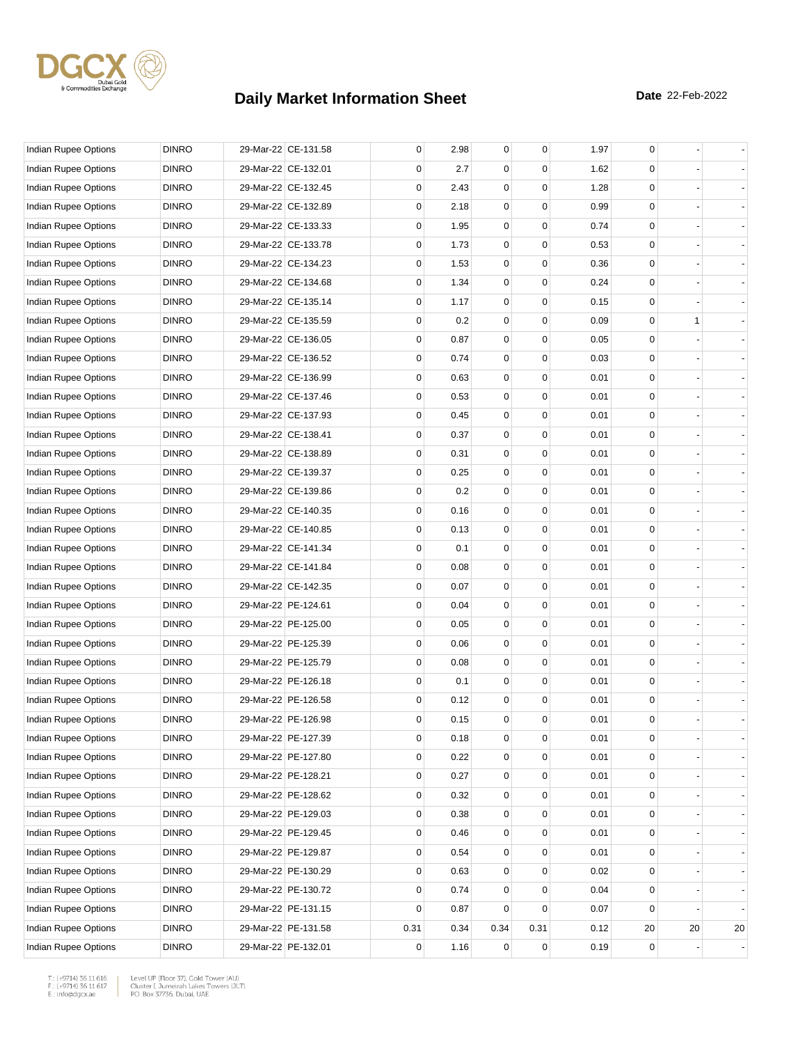# Daily Market Information Sheet

**Date** 22-Feb-2022

| | | | | | | | | | | | |
|---|---|---|---|---|---|---|---|---|---|---|---|
| Indian Rupee Options | DINRO | 29-Mar-22 | CE-131.58 | 0 | 2.98 | 0 | 0 | 1.97 | 0 | - | - |
| Indian Rupee Options | DINRO | 29-Mar-22 | CE-132.01 | 0 | 2.7 | 0 | 0 | 1.62 | 0 | - | - |
| Indian Rupee Options | DINRO | 29-Mar-22 | CE-132.45 | 0 | 2.43 | 0 | 0 | 1.28 | 0 | - | - |
| Indian Rupee Options | DINRO | 29-Mar-22 | CE-132.89 | 0 | 2.18 | 0 | 0 | 0.99 | 0 | - | - |
| Indian Rupee Options | DINRO | 29-Mar-22 | CE-133.33 | 0 | 1.95 | 0 | 0 | 0.74 | 0 | - | - |
| Indian Rupee Options | DINRO | 29-Mar-22 | CE-133.78 | 0 | 1.73 | 0 | 0 | 0.53 | 0 | - | - |
| Indian Rupee Options | DINRO | 29-Mar-22 | CE-134.23 | 0 | 1.53 | 0 | 0 | 0.36 | 0 | - | - |
| Indian Rupee Options | DINRO | 29-Mar-22 | CE-134.68 | 0 | 1.34 | 0 | 0 | 0.24 | 0 | - | - |
| Indian Rupee Options | DINRO | 29-Mar-22 | CE-135.14 | 0 | 1.17 | 0 | 0 | 0.15 | 0 | - | - |
| Indian Rupee Options | DINRO | 29-Mar-22 | CE-135.59 | 0 | 0.2 | 0 | 0 | 0.09 | 0 | 1 | - |
| Indian Rupee Options | DINRO | 29-Mar-22 | CE-136.05 | 0 | 0.87 | 0 | 0 | 0.05 | 0 | - | - |
| Indian Rupee Options | DINRO | 29-Mar-22 | CE-136.52 | 0 | 0.74 | 0 | 0 | 0.03 | 0 | - | - |
| Indian Rupee Options | DINRO | 29-Mar-22 | CE-136.99 | 0 | 0.63 | 0 | 0 | 0.01 | 0 | - | - |
| Indian Rupee Options | DINRO | 29-Mar-22 | CE-137.46 | 0 | 0.53 | 0 | 0 | 0.01 | 0 | - | - |
| Indian Rupee Options | DINRO | 29-Mar-22 | CE-137.93 | 0 | 0.45 | 0 | 0 | 0.01 | 0 | - | - |
| Indian Rupee Options | DINRO | 29-Mar-22 | CE-138.41 | 0 | 0.37 | 0 | 0 | 0.01 | 0 | - | - |
| Indian Rupee Options | DINRO | 29-Mar-22 | CE-138.89 | 0 | 0.31 | 0 | 0 | 0.01 | 0 | - | - |
| Indian Rupee Options | DINRO | 29-Mar-22 | CE-139.37 | 0 | 0.25 | 0 | 0 | 0.01 | 0 | - | - |
| Indian Rupee Options | DINRO | 29-Mar-22 | CE-139.86 | 0 | 0.2 | 0 | 0 | 0.01 | 0 | - | - |
| Indian Rupee Options | DINRO | 29-Mar-22 | CE-140.35 | 0 | 0.16 | 0 | 0 | 0.01 | 0 | - | - |
| Indian Rupee Options | DINRO | 29-Mar-22 | CE-140.85 | 0 | 0.13 | 0 | 0 | 0.01 | 0 | - | - |
| Indian Rupee Options | DINRO | 29-Mar-22 | CE-141.34 | 0 | 0.1 | 0 | 0 | 0.01 | 0 | - | - |
| Indian Rupee Options | DINRO | 29-Mar-22 | CE-141.84 | 0 | 0.08 | 0 | 0 | 0.01 | 0 | - | - |
| Indian Rupee Options | DINRO | 29-Mar-22 | CE-142.35 | 0 | 0.07 | 0 | 0 | 0.01 | 0 | - | - |
| Indian Rupee Options | DINRO | 29-Mar-22 | PE-124.61 | 0 | 0.04 | 0 | 0 | 0.01 | 0 | - | - |
| Indian Rupee Options | DINRO | 29-Mar-22 | PE-125.00 | 0 | 0.05 | 0 | 0 | 0.01 | 0 | - | - |
| Indian Rupee Options | DINRO | 29-Mar-22 | PE-125.39 | 0 | 0.06 | 0 | 0 | 0.01 | 0 | - | - |
| Indian Rupee Options | DINRO | 29-Mar-22 | PE-125.79 | 0 | 0.08 | 0 | 0 | 0.01 | 0 | - | - |
| Indian Rupee Options | DINRO | 29-Mar-22 | PE-126.18 | 0 | 0.1 | 0 | 0 | 0.01 | 0 | - | - |
| Indian Rupee Options | DINRO | 29-Mar-22 | PE-126.58 | 0 | 0.12 | 0 | 0 | 0.01 | 0 | - | - |
| Indian Rupee Options | DINRO | 29-Mar-22 | PE-126.98 | 0 | 0.15 | 0 | 0 | 0.01 | 0 | - | - |
| Indian Rupee Options | DINRO | 29-Mar-22 | PE-127.39 | 0 | 0.18 | 0 | 0 | 0.01 | 0 | - | - |
| Indian Rupee Options | DINRO | 29-Mar-22 | PE-127.80 | 0 | 0.22 | 0 | 0 | 0.01 | 0 | - | - |
| Indian Rupee Options | DINRO | 29-Mar-22 | PE-128.21 | 0 | 0.27 | 0 | 0 | 0.01 | 0 | - | - |
| Indian Rupee Options | DINRO | 29-Mar-22 | PE-128.62 | 0 | 0.32 | 0 | 0 | 0.01 | 0 | - | - |
| Indian Rupee Options | DINRO | 29-Mar-22 | PE-129.03 | 0 | 0.38 | 0 | 0 | 0.01 | 0 | - | - |
| Indian Rupee Options | DINRO | 29-Mar-22 | PE-129.45 | 0 | 0.46 | 0 | 0 | 0.01 | 0 | - | - |
| Indian Rupee Options | DINRO | 29-Mar-22 | PE-129.87 | 0 | 0.54 | 0 | 0 | 0.01 | 0 | - | - |
| Indian Rupee Options | DINRO | 29-Mar-22 | PE-130.29 | 0 | 0.63 | 0 | 0 | 0.02 | 0 | - | - |
| Indian Rupee Options | DINRO | 29-Mar-22 | PE-130.72 | 0 | 0.74 | 0 | 0 | 0.04 | 0 | - | - |
| Indian Rupee Options | DINRO | 29-Mar-22 | PE-131.15 | 0 | 0.87 | 0 | 0 | 0.07 | 0 | - | - |
| Indian Rupee Options | DINRO | 29-Mar-22 | PE-131.58 | 0.31 | 0.34 | 0.34 | 0.31 | 0.12 | 20 | 20 | 20 |
| Indian Rupee Options | DINRO | 29-Mar-22 | PE-132.01 | 0 | 1.16 | 0 | 0 | 0.19 | 0 | - | - |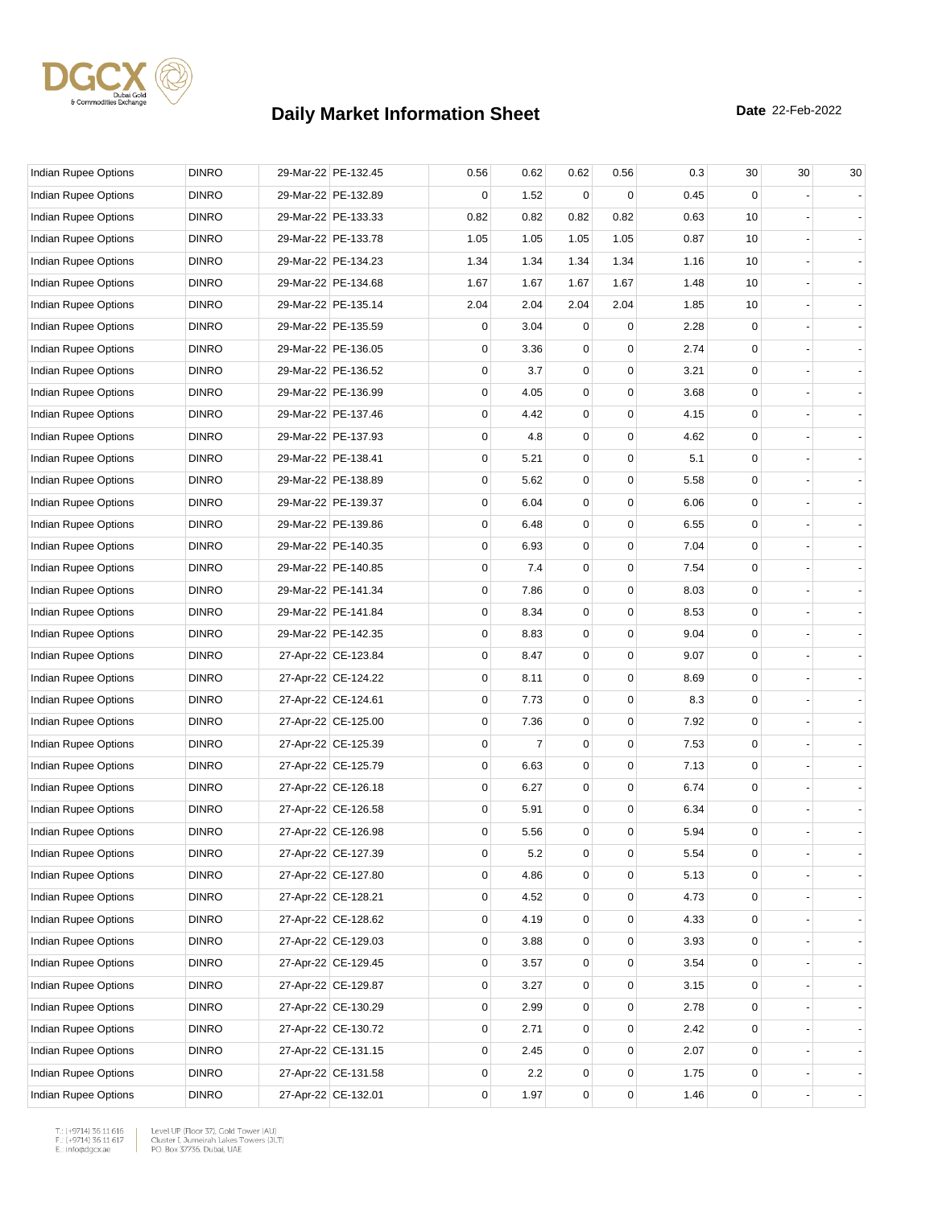# Daily Market Information Sheet

**Date** 22-Feb-2022

| | | | | | | | | | | | |
|---|---|---|---|---|---|---|---|---|---|---|---|
| Indian Rupee Options | DINRO | 29-Mar-22 | PE-132.45 | 0.56 | 0.62 | 0.62 | 0.56 | 0.3 | 30 | 30 | 30 |
| Indian Rupee Options | DINRO | 29-Mar-22 | PE-132.89 | 0 | 1.52 | 0 | 0 | 0.45 | 0 | - | - |
| Indian Rupee Options | DINRO | 29-Mar-22 | PE-133.33 | 0.82 | 0.82 | 0.82 | 0.82 | 0.63 | 10 | - | - |
| Indian Rupee Options | DINRO | 29-Mar-22 | PE-133.78 | 1.05 | 1.05 | 1.05 | 1.05 | 0.87 | 10 | - | - |
| Indian Rupee Options | DINRO | 29-Mar-22 | PE-134.23 | 1.34 | 1.34 | 1.34 | 1.34 | 1.16 | 10 | - | - |
| Indian Rupee Options | DINRO | 29-Mar-22 | PE-134.68 | 1.67 | 1.67 | 1.67 | 1.67 | 1.48 | 10 | - | - |
| Indian Rupee Options | DINRO | 29-Mar-22 | PE-135.14 | 2.04 | 2.04 | 2.04 | 2.04 | 1.85 | 10 | - | - |
| Indian Rupee Options | DINRO | 29-Mar-22 | PE-135.59 | 0 | 3.04 | 0 | 0 | 2.28 | 0 | - | - |
| Indian Rupee Options | DINRO | 29-Mar-22 | PE-136.05 | 0 | 3.36 | 0 | 0 | 2.74 | 0 | - | - |
| Indian Rupee Options | DINRO | 29-Mar-22 | PE-136.52 | 0 | 3.7 | 0 | 0 | 3.21 | 0 | - | - |
| Indian Rupee Options | DINRO | 29-Mar-22 | PE-136.99 | 0 | 4.05 | 0 | 0 | 3.68 | 0 | - | - |
| Indian Rupee Options | DINRO | 29-Mar-22 | PE-137.46 | 0 | 4.42 | 0 | 0 | 4.15 | 0 | - | - |
| Indian Rupee Options | DINRO | 29-Mar-22 | PE-137.93 | 0 | 4.8 | 0 | 0 | 4.62 | 0 | - | - |
| Indian Rupee Options | DINRO | 29-Mar-22 | PE-138.41 | 0 | 5.21 | 0 | 0 | 5.1 | 0 | - | - |
| Indian Rupee Options | DINRO | 29-Mar-22 | PE-138.89 | 0 | 5.62 | 0 | 0 | 5.58 | 0 | - | - |
| Indian Rupee Options | DINRO | 29-Mar-22 | PE-139.37 | 0 | 6.04 | 0 | 0 | 6.06 | 0 | - | - |
| Indian Rupee Options | DINRO | 29-Mar-22 | PE-139.86 | 0 | 6.48 | 0 | 0 | 6.55 | 0 | - | - |
| Indian Rupee Options | DINRO | 29-Mar-22 | PE-140.35 | 0 | 6.93 | 0 | 0 | 7.04 | 0 | - | - |
| Indian Rupee Options | DINRO | 29-Mar-22 | PE-140.85 | 0 | 7.4 | 0 | 0 | 7.54 | 0 | - | - |
| Indian Rupee Options | DINRO | 29-Mar-22 | PE-141.34 | 0 | 7.86 | 0 | 0 | 8.03 | 0 | - | - |
| Indian Rupee Options | DINRO | 29-Mar-22 | PE-141.84 | 0 | 8.34 | 0 | 0 | 8.53 | 0 | - | - |
| Indian Rupee Options | DINRO | 29-Mar-22 | PE-142.35 | 0 | 8.83 | 0 | 0 | 9.04 | 0 | - | - |
| Indian Rupee Options | DINRO | 27-Apr-22 | CE-123.84 | 0 | 8.47 | 0 | 0 | 9.07 | 0 | - | - |
| Indian Rupee Options | DINRO | 27-Apr-22 | CE-124.22 | 0 | 8.11 | 0 | 0 | 8.69 | 0 | - | - |
| Indian Rupee Options | DINRO | 27-Apr-22 | CE-124.61 | 0 | 7.73 | 0 | 0 | 8.3 | 0 | - | - |
| Indian Rupee Options | DINRO | 27-Apr-22 | CE-125.00 | 0 | 7.36 | 0 | 0 | 7.92 | 0 | - | - |
| Indian Rupee Options | DINRO | 27-Apr-22 | CE-125.39 | 0 | 7 | 0 | 0 | 7.53 | 0 | - | - |
| Indian Rupee Options | DINRO | 27-Apr-22 | CE-125.79 | 0 | 6.63 | 0 | 0 | 7.13 | 0 | - | - |
| Indian Rupee Options | DINRO | 27-Apr-22 | CE-126.18 | 0 | 6.27 | 0 | 0 | 6.74 | 0 | - | - |
| Indian Rupee Options | DINRO | 27-Apr-22 | CE-126.58 | 0 | 5.91 | 0 | 0 | 6.34 | 0 | - | - |
| Indian Rupee Options | DINRO | 27-Apr-22 | CE-126.98 | 0 | 5.56 | 0 | 0 | 5.94 | 0 | - | - |
| Indian Rupee Options | DINRO | 27-Apr-22 | CE-127.39 | 0 | 5.2 | 0 | 0 | 5.54 | 0 | - | - |
| Indian Rupee Options | DINRO | 27-Apr-22 | CE-127.80 | 0 | 4.86 | 0 | 0 | 5.13 | 0 | - | - |
| Indian Rupee Options | DINRO | 27-Apr-22 | CE-128.21 | 0 | 4.52 | 0 | 0 | 4.73 | 0 | - | - |
| Indian Rupee Options | DINRO | 27-Apr-22 | CE-128.62 | 0 | 4.19 | 0 | 0 | 4.33 | 0 | - | - |
| Indian Rupee Options | DINRO | 27-Apr-22 | CE-129.03 | 0 | 3.88 | 0 | 0 | 3.93 | 0 | - | - |
| Indian Rupee Options | DINRO | 27-Apr-22 | CE-129.45 | 0 | 3.57 | 0 | 0 | 3.54 | 0 | - | - |
| Indian Rupee Options | DINRO | 27-Apr-22 | CE-129.87 | 0 | 3.27 | 0 | 0 | 3.15 | 0 | - | - |
| Indian Rupee Options | DINRO | 27-Apr-22 | CE-130.29 | 0 | 2.99 | 0 | 0 | 2.78 | 0 | - | - |
| Indian Rupee Options | DINRO | 27-Apr-22 | CE-130.72 | 0 | 2.71 | 0 | 0 | 2.42 | 0 | - | - |
| Indian Rupee Options | DINRO | 27-Apr-22 | CE-131.15 | 0 | 2.45 | 0 | 0 | 2.07 | 0 | - | - |
| Indian Rupee Options | DINRO | 27-Apr-22 | CE-131.58 | 0 | 2.2 | 0 | 0 | 1.75 | 0 | - | - |
| Indian Rupee Options | DINRO | 27-Apr-22 | CE-132.01 | 0 | 1.97 | 0 | 0 | 1.46 | 0 | - | - |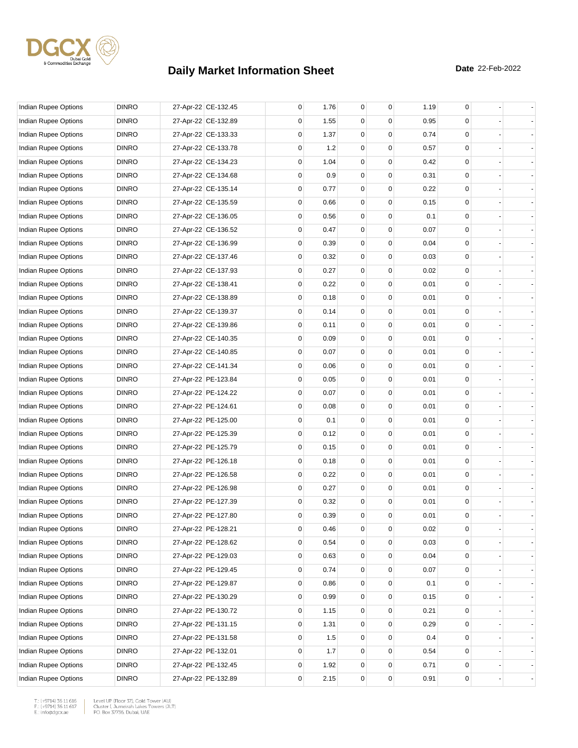# Daily Market Information Sheet

**Date** 22-Feb-2022

| | | | | | | | | | | | |
|---|---|---|---|---|---|---|---|---|---|---|---|
| Indian Rupee Options | DINRO | 27-Apr-22 | CE-132.45 | 0 | 1.76 | 0 | 0 | 1.19 | 0 | - | - |
| Indian Rupee Options | DINRO | 27-Apr-22 | CE-132.89 | 0 | 1.55 | 0 | 0 | 0.95 | 0 | - | - |
| Indian Rupee Options | DINRO | 27-Apr-22 | CE-133.33 | 0 | 1.37 | 0 | 0 | 0.74 | 0 | - | - |
| Indian Rupee Options | DINRO | 27-Apr-22 | CE-133.78 | 0 | 1.2 | 0 | 0 | 0.57 | 0 | - | - |
| Indian Rupee Options | DINRO | 27-Apr-22 | CE-134.23 | 0 | 1.04 | 0 | 0 | 0.42 | 0 | - | - |
| Indian Rupee Options | DINRO | 27-Apr-22 | CE-134.68 | 0 | 0.9 | 0 | 0 | 0.31 | 0 | - | - |
| Indian Rupee Options | DINRO | 27-Apr-22 | CE-135.14 | 0 | 0.77 | 0 | 0 | 0.22 | 0 | - | - |
| Indian Rupee Options | DINRO | 27-Apr-22 | CE-135.59 | 0 | 0.66 | 0 | 0 | 0.15 | 0 | - | - |
| Indian Rupee Options | DINRO | 27-Apr-22 | CE-136.05 | 0 | 0.56 | 0 | 0 | 0.1 | 0 | - | - |
| Indian Rupee Options | DINRO | 27-Apr-22 | CE-136.52 | 0 | 0.47 | 0 | 0 | 0.07 | 0 | - | - |
| Indian Rupee Options | DINRO | 27-Apr-22 | CE-136.99 | 0 | 0.39 | 0 | 0 | 0.04 | 0 | - | - |
| Indian Rupee Options | DINRO | 27-Apr-22 | CE-137.46 | 0 | 0.32 | 0 | 0 | 0.03 | 0 | - | - |
| Indian Rupee Options | DINRO | 27-Apr-22 | CE-137.93 | 0 | 0.27 | 0 | 0 | 0.02 | 0 | - | - |
| Indian Rupee Options | DINRO | 27-Apr-22 | CE-138.41 | 0 | 0.22 | 0 | 0 | 0.01 | 0 | - | - |
| Indian Rupee Options | DINRO | 27-Apr-22 | CE-138.89 | 0 | 0.18 | 0 | 0 | 0.01 | 0 | - | - |
| Indian Rupee Options | DINRO | 27-Apr-22 | CE-139.37 | 0 | 0.14 | 0 | 0 | 0.01 | 0 | - | - |
| Indian Rupee Options | DINRO | 27-Apr-22 | CE-139.86 | 0 | 0.11 | 0 | 0 | 0.01 | 0 | - | - |
| Indian Rupee Options | DINRO | 27-Apr-22 | CE-140.35 | 0 | 0.09 | 0 | 0 | 0.01 | 0 | - | - |
| Indian Rupee Options | DINRO | 27-Apr-22 | CE-140.85 | 0 | 0.07 | 0 | 0 | 0.01 | 0 | - | - |
| Indian Rupee Options | DINRO | 27-Apr-22 | CE-141.34 | 0 | 0.06 | 0 | 0 | 0.01 | 0 | - | - |
| Indian Rupee Options | DINRO | 27-Apr-22 | PE-123.84 | 0 | 0.05 | 0 | 0 | 0.01 | 0 | - | - |
| Indian Rupee Options | DINRO | 27-Apr-22 | PE-124.22 | 0 | 0.07 | 0 | 0 | 0.01 | 0 | - | - |
| Indian Rupee Options | DINRO | 27-Apr-22 | PE-124.61 | 0 | 0.08 | 0 | 0 | 0.01 | 0 | - | - |
| Indian Rupee Options | DINRO | 27-Apr-22 | PE-125.00 | 0 | 0.1 | 0 | 0 | 0.01 | 0 | - | - |
| Indian Rupee Options | DINRO | 27-Apr-22 | PE-125.39 | 0 | 0.12 | 0 | 0 | 0.01 | 0 | - | - |
| Indian Rupee Options | DINRO | 27-Apr-22 | PE-125.79 | 0 | 0.15 | 0 | 0 | 0.01 | 0 | - | - |
| Indian Rupee Options | DINRO | 27-Apr-22 | PE-126.18 | 0 | 0.18 | 0 | 0 | 0.01 | 0 | - | - |
| Indian Rupee Options | DINRO | 27-Apr-22 | PE-126.58 | 0 | 0.22 | 0 | 0 | 0.01 | 0 | - | - |
| Indian Rupee Options | DINRO | 27-Apr-22 | PE-126.98 | 0 | 0.27 | 0 | 0 | 0.01 | 0 | - | - |
| Indian Rupee Options | DINRO | 27-Apr-22 | PE-127.39 | 0 | 0.32 | 0 | 0 | 0.01 | 0 | - | - |
| Indian Rupee Options | DINRO | 27-Apr-22 | PE-127.80 | 0 | 0.39 | 0 | 0 | 0.01 | 0 | - | - |
| Indian Rupee Options | DINRO | 27-Apr-22 | PE-128.21 | 0 | 0.46 | 0 | 0 | 0.02 | 0 | - | - |
| Indian Rupee Options | DINRO | 27-Apr-22 | PE-128.62 | 0 | 0.54 | 0 | 0 | 0.03 | 0 | - | - |
| Indian Rupee Options | DINRO | 27-Apr-22 | PE-129.03 | 0 | 0.63 | 0 | 0 | 0.04 | 0 | - | - |
| Indian Rupee Options | DINRO | 27-Apr-22 | PE-129.45 | 0 | 0.74 | 0 | 0 | 0.07 | 0 | - | - |
| Indian Rupee Options | DINRO | 27-Apr-22 | PE-129.87 | 0 | 0.86 | 0 | 0 | 0.1 | 0 | - | - |
| Indian Rupee Options | DINRO | 27-Apr-22 | PE-130.29 | 0 | 0.99 | 0 | 0 | 0.15 | 0 | - | - |
| Indian Rupee Options | DINRO | 27-Apr-22 | PE-130.72 | 0 | 1.15 | 0 | 0 | 0.21 | 0 | - | - |
| Indian Rupee Options | DINRO | 27-Apr-22 | PE-131.15 | 0 | 1.31 | 0 | 0 | 0.29 | 0 | - | - |
| Indian Rupee Options | DINRO | 27-Apr-22 | PE-131.58 | 0 | 1.5 | 0 | 0 | 0.4 | 0 | - | - |
| Indian Rupee Options | DINRO | 27-Apr-22 | PE-132.01 | 0 | 1.7 | 0 | 0 | 0.54 | 0 | - | - |
| Indian Rupee Options | DINRO | 27-Apr-22 | PE-132.45 | 0 | 1.92 | 0 | 0 | 0.71 | 0 | - | - |
| Indian Rupee Options | DINRO | 27-Apr-22 | PE-132.89 | 0 | 2.15 | 0 | 0 | 0.91 | 0 | - | - |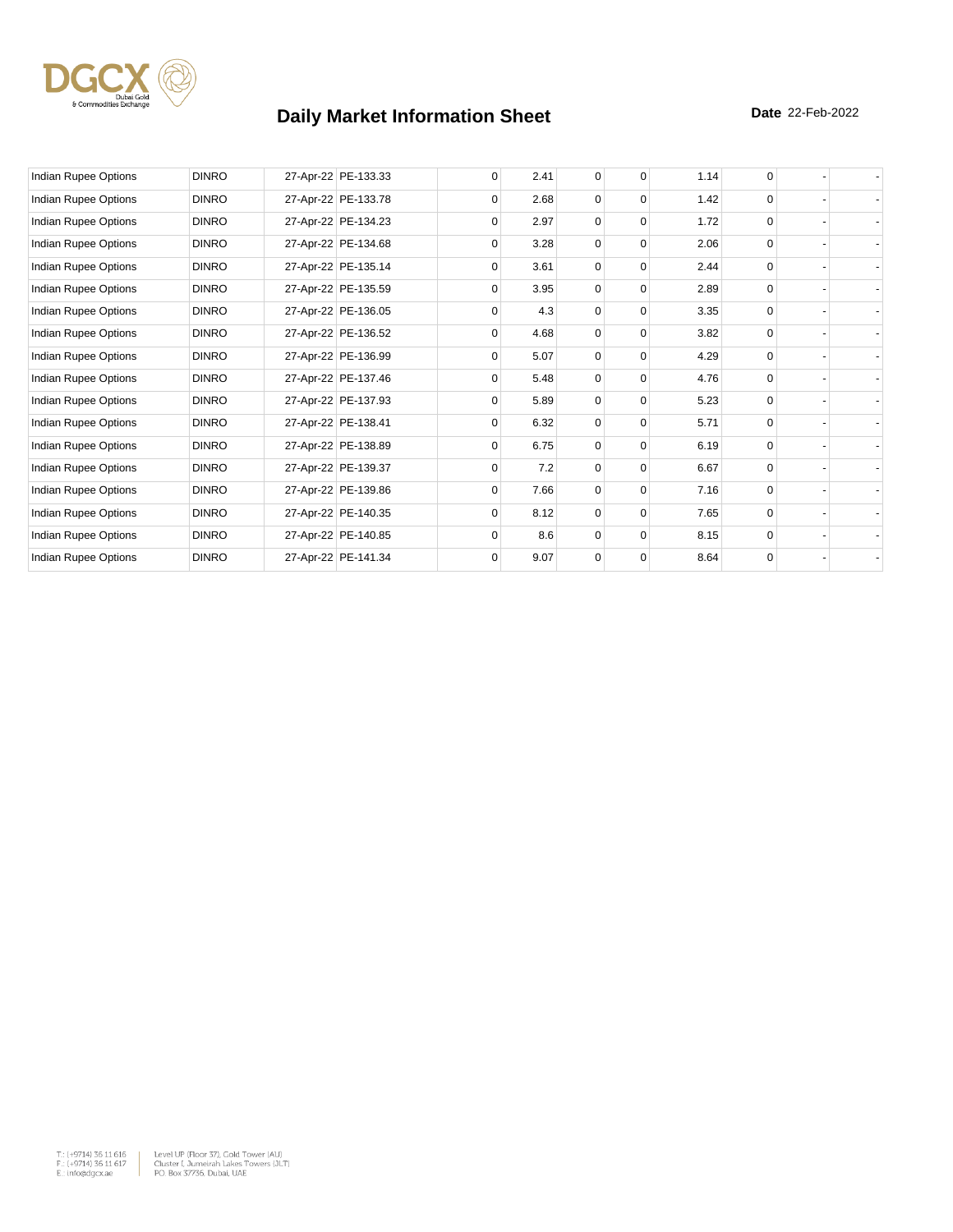# Daily Market Information Sheet

**Date** 22-Feb-2022

| | | | | | | | | | | | |
|---|---|---|---|---|---|---|---|---|---|---|---|
| Indian Rupee Options | DINRO | 27-Apr-22 | PE-133.33 | 0 | 2.41 | 0 | 0 | 1.14 | 0 | - | - |
| Indian Rupee Options | DINRO | 27-Apr-22 | PE-133.78 | 0 | 2.68 | 0 | 0 | 1.42 | 0 | - | - |
| Indian Rupee Options | DINRO | 27-Apr-22 | PE-134.23 | 0 | 2.97 | 0 | 0 | 1.72 | 0 | - | - |
| Indian Rupee Options | DINRO | 27-Apr-22 | PE-134.68 | 0 | 3.28 | 0 | 0 | 2.06 | 0 | - | - |
| Indian Rupee Options | DINRO | 27-Apr-22 | PE-135.14 | 0 | 3.61 | 0 | 0 | 2.44 | 0 | - | - |
| Indian Rupee Options | DINRO | 27-Apr-22 | PE-135.59 | 0 | 3.95 | 0 | 0 | 2.89 | 0 | - | - |
| Indian Rupee Options | DINRO | 27-Apr-22 | PE-136.05 | 0 | 4.3 | 0 | 0 | 3.35 | 0 | - | - |
| Indian Rupee Options | DINRO | 27-Apr-22 | PE-136.52 | 0 | 4.68 | 0 | 0 | 3.82 | 0 | - | - |
| Indian Rupee Options | DINRO | 27-Apr-22 | PE-136.99 | 0 | 5.07 | 0 | 0 | 4.29 | 0 | - | - |
| Indian Rupee Options | DINRO | 27-Apr-22 | PE-137.46 | 0 | 5.48 | 0 | 0 | 4.76 | 0 | - | - |
| Indian Rupee Options | DINRO | 27-Apr-22 | PE-137.93 | 0 | 5.89 | 0 | 0 | 5.23 | 0 | - | - |
| Indian Rupee Options | DINRO | 27-Apr-22 | PE-138.41 | 0 | 6.32 | 0 | 0 | 5.71 | 0 | - | - |
| Indian Rupee Options | DINRO | 27-Apr-22 | PE-138.89 | 0 | 6.75 | 0 | 0 | 6.19 | 0 | - | - |
| Indian Rupee Options | DINRO | 27-Apr-22 | PE-139.37 | 0 | 7.2 | 0 | 0 | 6.67 | 0 | - | - |
| Indian Rupee Options | DINRO | 27-Apr-22 | PE-139.86 | 0 | 7.66 | 0 | 0 | 7.16 | 0 | - | - |
| Indian Rupee Options | DINRO | 27-Apr-22 | PE-140.35 | 0 | 8.12 | 0 | 0 | 7.65 | 0 | - | - |
| Indian Rupee Options | DINRO | 27-Apr-22 | PE-140.85 | 0 | 8.6 | 0 | 0 | 8.15 | 0 | - | - |
| Indian Rupee Options | DINRO | 27-Apr-22 | PE-141.34 | 0 | 9.07 | 0 | 0 | 8.64 | 0 | - | - |

T.: (+9714) 36 11 616
F.: (+9714) 36 11 617
E.: info@dgcx.ae

Level UP (Floor 37), Gold Tower (AU)
Cluster I, Jumeirah Lakes Towers (JLT)
P.O. Box 37736, Dubai, UAE